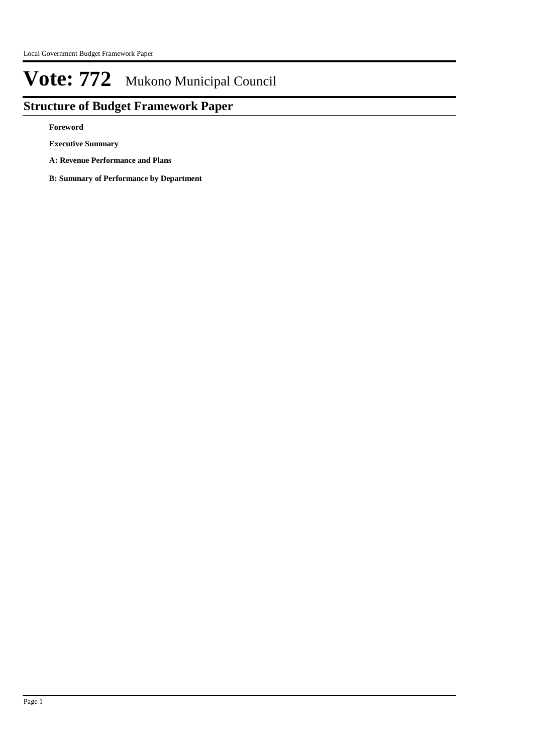# Vote: 772 Mukono Municipal Council

## Structure of Budget Framework Paper

**Foreword**

**Executive Summary**

**A: Revenue Performance and Plans**

**B: Summary of Performance by Department**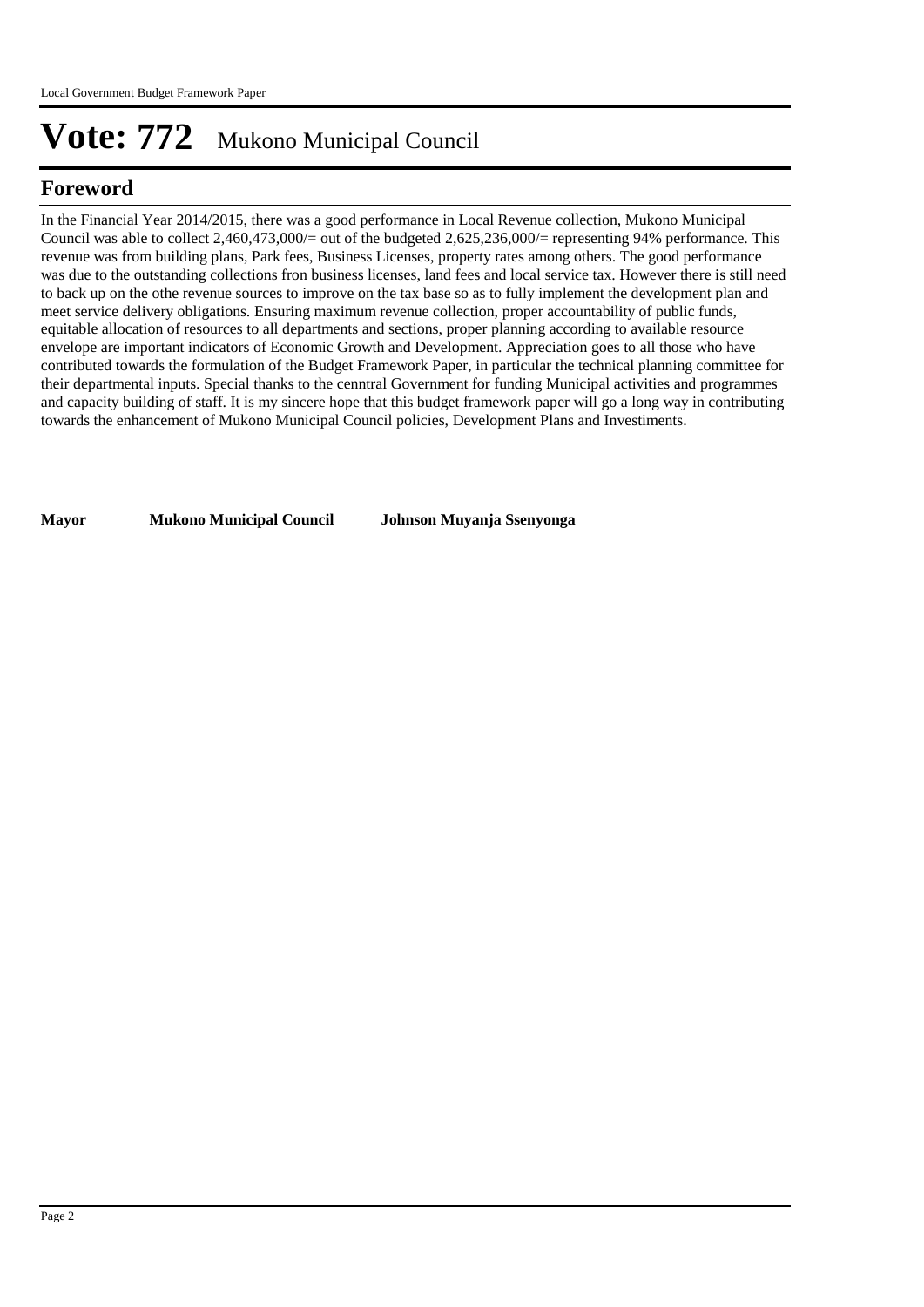# Vote: 772 Mukono Municipal Council

## Foreword

In the Financial Year 2014/2015, there was a good performance in Local Revenue collection, Mukono Municipal Council was able to collect 2,460,473,000/= out of the budgeted 2,625,236,000/= representing 94% performance. This revenue was from building plans, Park fees, Business Licenses, property rates among others. The good performance was due to the outstanding collections fron business licenses, land fees and local service tax. However there is still need to back up on the othe revenue sources to improve on the tax base so as to fully implement the development plan and meet service delivery obligations. Ensuring maximum revenue collection, proper accountability of public funds, equitable allocation of resources to all departments and sections, proper planning according to available resource envelope are important indicators of Economic Growth and Development. Appreciation goes to all those who have contributed towards the formulation of the Budget Framework Paper, in particular the technical planning committee for their departmental inputs. Special thanks to the cenntral Government for funding Municipal activities and programmes and capacity building of staff. It is my sincere hope that this budget framework paper will go a long way in contributing towards the enhancement of Mukono Municipal Council policies, Development Plans and Investiments.

**Mayor** **Mukono Municipal Council** **Johnson Muyanja Ssenyonga**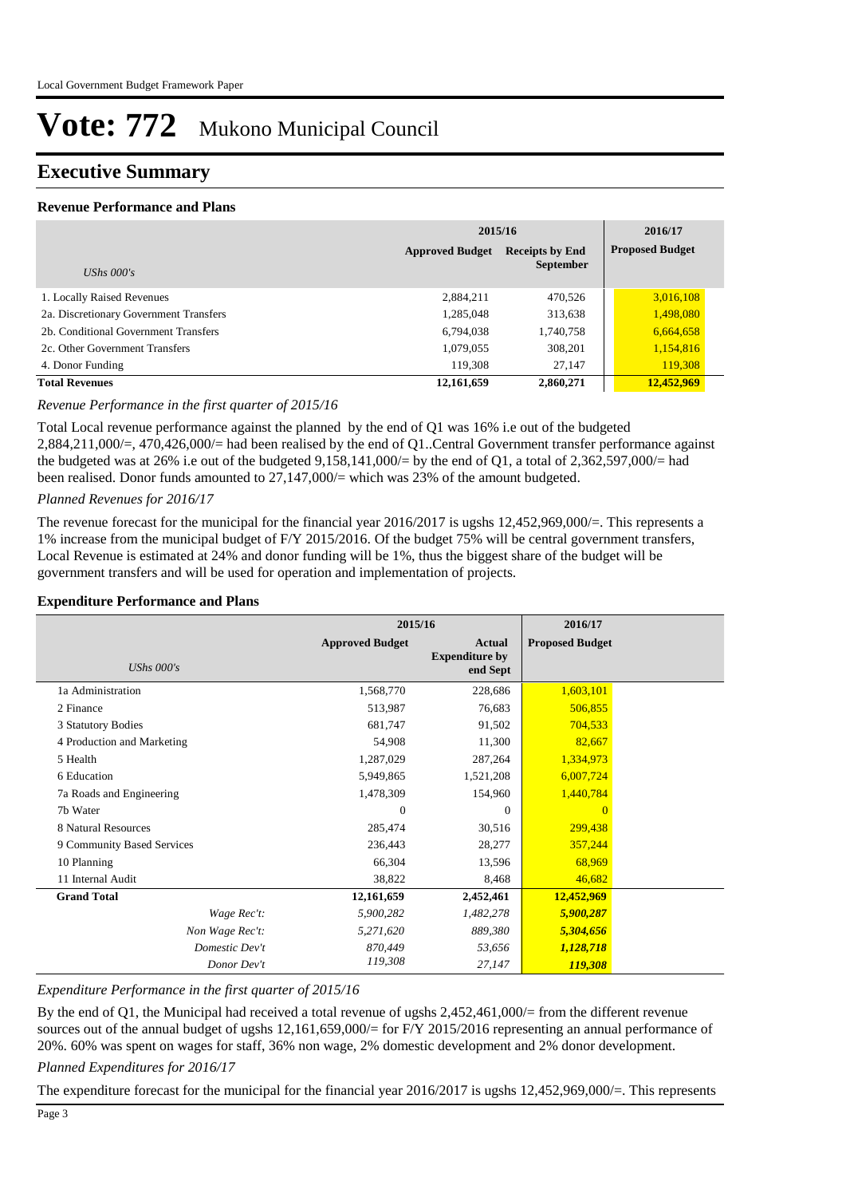# Vote: 772 Mukono Municipal Council

## Executive Summary

### Revenue Performance and Plans

| UShs 000's | 2015/16 Approved Budget | 2015/16 Receipts by End September | 2016/17 Proposed Budget |
|---|---|---|---|
| 1. Locally Raised Revenues | 2,884,211 | 470,526 | 3,016,108 |
| 2a. Discretionary Government Transfers | 1,285,048 | 313,638 | 1,498,080 |
| 2b. Conditional Government Transfers | 6,794,038 | 1,740,758 | 6,664,658 |
| 2c. Other Government Transfers | 1,079,055 | 308,201 | 1,154,816 |
| 4. Donor Funding | 119,308 | 27,147 | 119,308 |
| **Total Revenues** | **12,161,659** | **2,860,271** | **12,452,969** |

*Revenue Performance in the first quarter of 2015/16*

Total Local revenue performance against the planned by the end of Q1 was 16% i.e out of the budgeted 2,884,211,000/=, 470,426,000/= had been realised by the end of Q1..Central Government transfer performance against the budgeted was at 26% i.e out of the budgeted 9,158,141,000/= by the end of Q1, a total of 2,362,597,000/= had been realised. Donor funds amounted to 27,147,000/= which was 23% of the amount budgeted.

*Planned Revenues for 2016/17*

The revenue forecast for the municipal for the financial year 2016/2017 is ugshs 12,452,969,000/=. This represents a 1% increase from the municipal budget of F/Y 2015/2016. Of the budget 75% will be central government transfers, Local Revenue is estimated at 24% and donor funding will be 1%, thus the biggest share of the budget will be government transfers and will be used for operation and implementation of projects.

### Expenditure Performance and Plans

| UShs 000's | 2015/16 Approved Budget | 2015/16 Actual Expenditure by end Sept | 2016/17 Proposed Budget |
|---|---|---|---|
| 1a Administration | 1,568,770 | 228,686 | 1,603,101 |
| 2 Finance | 513,987 | 76,683 | 506,855 |
| 3 Statutory Bodies | 681,747 | 91,502 | 704,533 |
| 4 Production and Marketing | 54,908 | 11,300 | 82,667 |
| 5 Health | 1,287,029 | 287,264 | 1,334,973 |
| 6 Education | 5,949,865 | 1,521,208 | 6,007,724 |
| 7a Roads and Engineering | 1,478,309 | 154,960 | 1,440,784 |
| 7b Water | 0 | 0 | 0 |
| 8 Natural Resources | 285,474 | 30,516 | 299,438 |
| 9 Community Based Services | 236,443 | 28,277 | 357,244 |
| 10 Planning | 66,304 | 13,596 | 68,969 |
| 11 Internal Audit | 38,822 | 8,468 | 46,682 |
| **Grand Total** | **12,161,659** | **2,452,461** | **12,452,969** |
| *Wage Rec't:* | *5,900,282* | *1,482,278* | ***5,900,287*** |
| *Non Wage Rec't:* | *5,271,620* | *889,380* | ***5,304,656*** |
| *Domestic Dev't* | *870,449* | *53,656* | ***1,128,718*** |
| *Donor Dev't* | *119,308* | *27,147* | ***119,308*** |

*Expenditure Performance in the first quarter of 2015/16*

By the end of Q1, the Municipal had received a total revenue of ugshs 2,452,461,000/= from the different revenue sources out of the annual budget of ugshs 12,161,659,000/= for F/Y 2015/2016 representing an annual performance of 20%. 60% was spent on wages for staff, 36% non wage, 2% domestic development and 2% donor development.

*Planned Expenditures for 2016/17*

The expenditure forecast for the municipal for the financial year 2016/2017 is ugshs 12,452,969,000/=. This represents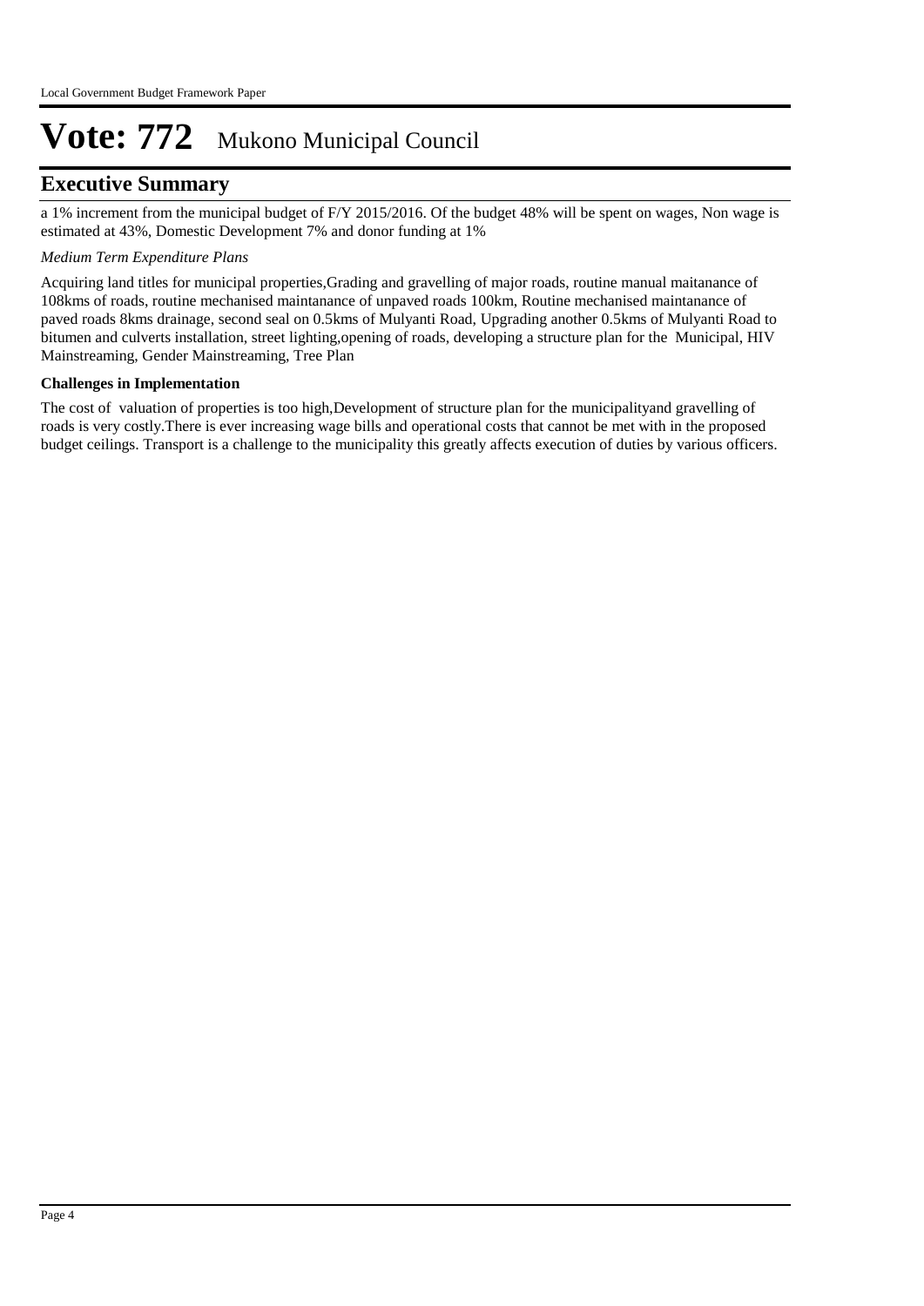# Vote: 772 Mukono Municipal Council

## Executive Summary

a 1% increment from the municipal budget of F/Y 2015/2016. Of the budget 48% will be spent on wages, Non wage is estimated at 43%, Domestic Development 7% and donor funding at 1%

*Medium Term Expenditure Plans*

Acquiring land titles for municipal properties,Grading and gravelling of major roads, routine manual maitanance of 108kms of roads, routine mechanised maintanance of unpaved roads 100km, Routine mechanised maintanance of paved roads 8kms drainage, second seal on 0.5kms of Mulyanti Road, Upgrading another 0.5kms of Mulyanti Road to bitumen and culverts installation, street lighting,opening of roads, developing a structure plan for the Municipal, HIV Mainstreaming, Gender Mainstreaming, Tree Plan

**Challenges in Implementation**

The cost of valuation of properties is too high,Development of structure plan for the municipalityand gravelling of roads is very costly.There is ever increasing wage bills and operational costs that cannot be met with in the proposed budget ceilings. Transport is a challenge to the municipality this greatly affects execution of duties by various officers.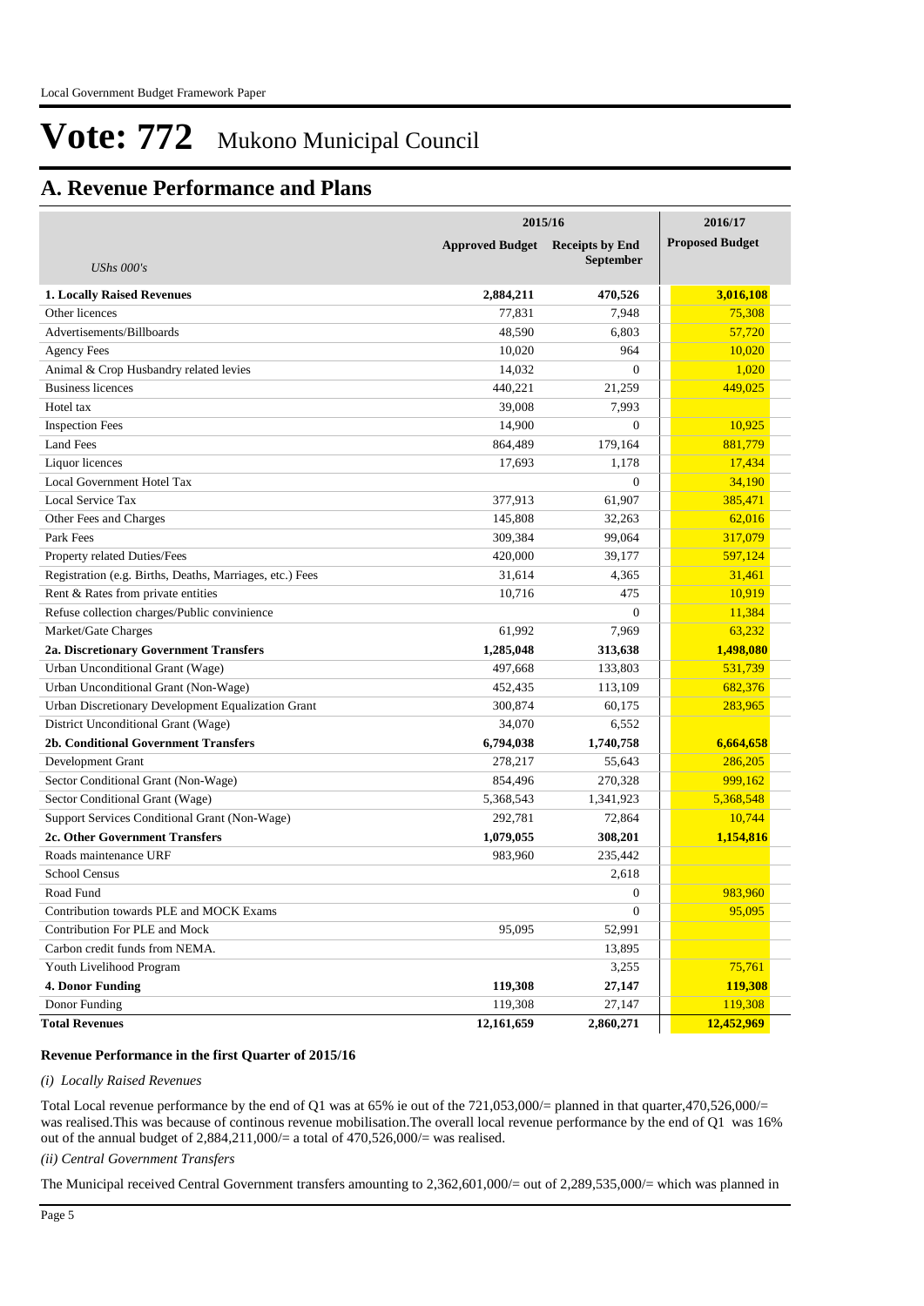# Vote: 772 Mukono Municipal Council

## A. Revenue Performance and Plans

| UShs 000's | 2015/16 Approved Budget | 2015/16 Receipts by End September | 2016/17 Proposed Budget |
|---|---|---|---|
| **1. Locally Raised Revenues** | **2,884,211** | **470,526** | **3,016,108** |
| Other licences | 77,831 | 7,948 | 75,308 |
| Advertisements/Billboards | 48,590 | 6,803 | 57,720 |
| Agency Fees | 10,020 | 964 | 10,020 |
| Animal & Crop Husbandry related levies | 14,032 | 0 | 1,020 |
| Business licences | 440,221 | 21,259 | 449,025 |
| Hotel tax | 39,008 | 7,993 | |
| Inspection Fees | 14,900 | 0 | 10,925 |
| Land Fees | 864,489 | 179,164 | 881,779 |
| Liquor licences | 17,693 | 1,178 | 17,434 |
| Local Government Hotel Tax | | 0 | 34,190 |
| Local Service Tax | 377,913 | 61,907 | 385,471 |
| Other Fees and Charges | 145,808 | 32,263 | 62,016 |
| Park Fees | 309,384 | 99,064 | 317,079 |
| Property related Duties/Fees | 420,000 | 39,177 | 597,124 |
| Registration (e.g. Births, Deaths, Marriages, etc.) Fees | 31,614 | 4,365 | 31,461 |
| Rent & Rates from private entities | 10,716 | 475 | 10,919 |
| Refuse collection charges/Public convinience | | 0 | 11,384 |
| Market/Gate Charges | 61,992 | 7,969 | 63,232 |
| **2a. Discretionary Government Transfers** | **1,285,048** | **313,638** | **1,498,080** |
| Urban Unconditional Grant (Wage) | 497,668 | 133,803 | 531,739 |
| Urban Unconditional Grant (Non-Wage) | 452,435 | 113,109 | 682,376 |
| Urban Discretionary Development Equalization Grant | 300,874 | 60,175 | 283,965 |
| District Unconditional Grant (Wage) | 34,070 | 6,552 | |
| **2b. Conditional Government Transfers** | **6,794,038** | **1,740,758** | **6,664,658** |
| Development Grant | 278,217 | 55,643 | 286,205 |
| Sector Conditional Grant (Non-Wage) | 854,496 | 270,328 | 999,162 |
| Sector Conditional Grant (Wage) | 5,368,543 | 1,341,923 | 5,368,548 |
| Support Services Conditional Grant (Non-Wage) | 292,781 | 72,864 | 10,744 |
| **2c. Other Government Transfers** | **1,079,055** | **308,201** | **1,154,816** |
| Roads maintenance URF | 983,960 | 235,442 | |
| School Census | | 2,618 | |
| Road Fund | | 0 | 983,960 |
| Contribution towards PLE and MOCK Exams | | 0 | 95,095 |
| Contribution For PLE and Mock | 95,095 | 52,991 | |
| Carbon credit funds from NEMA. | | 13,895 | |
| Youth Livelihood Program | | 3,255 | 75,761 |
| **4. Donor Funding** | **119,308** | **27,147** | **119,308** |
| Donor Funding | 119,308 | 27,147 | 119,308 |
| **Total Revenues** | **12,161,659** | **2,860,271** | **12,452,969** |

**Revenue Performance in the first Quarter of 2015/16**

*(i) Locally Raised Revenues*

Total Local revenue performance by the end of Q1 was at 65% ie out of the 721,053,000/= planned in that quarter,470,526,000/= was realised.This was because of continous revenue mobilisation.The overall local revenue performance by the end of Q1 was 16% out of the annual budget of 2,884,211,000/= a total of 470,526,000/= was realised.

*(ii) Central Government Transfers*

The Municipal received Central Government transfers amounting to 2,362,601,000/= out of 2,289,535,000/= which was planned in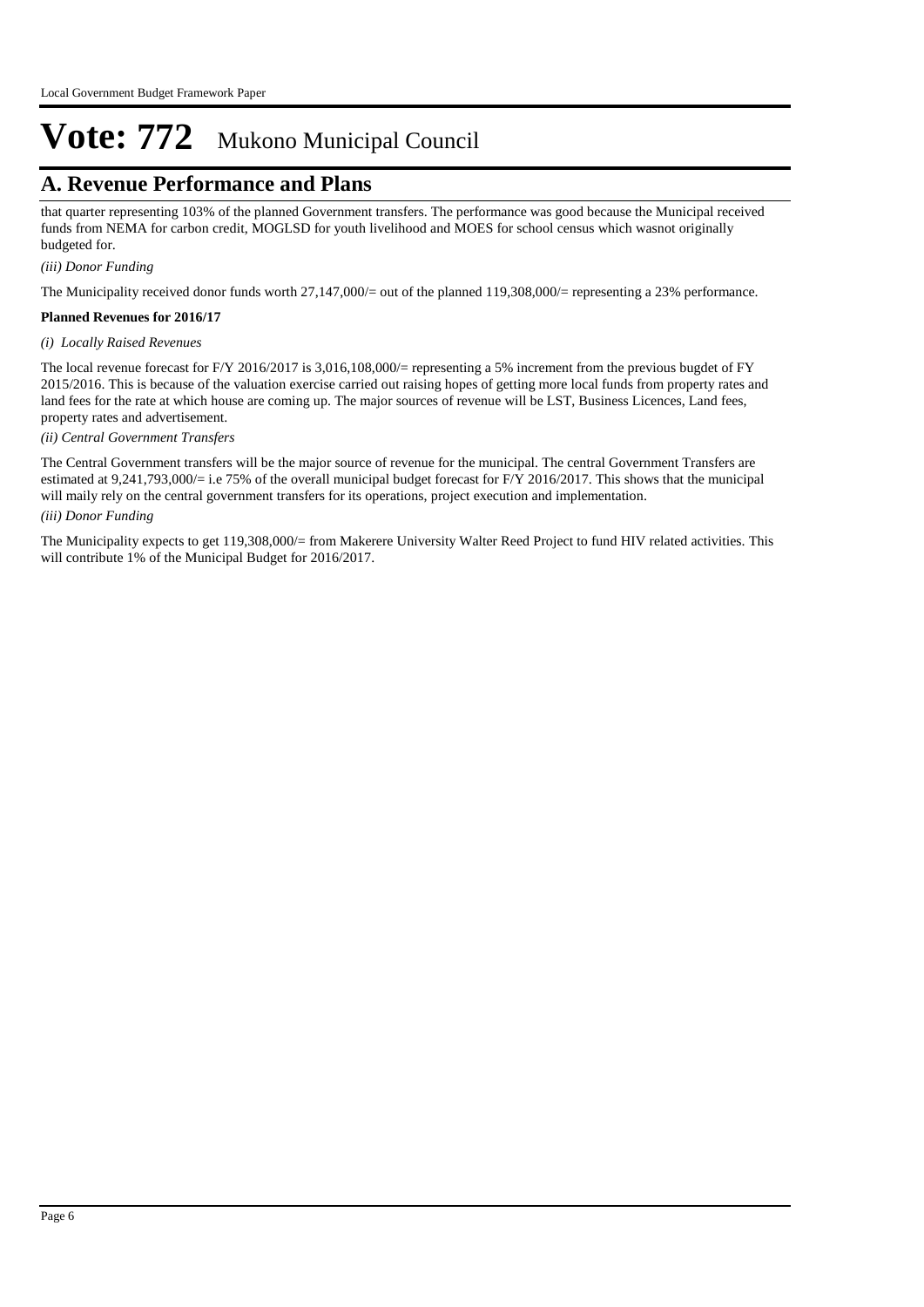# Vote: 772 Mukono Municipal Council

## A. Revenue Performance and Plans

that quarter representing 103% of the planned Government transfers. The performance was good because the Municipal received funds from NEMA for carbon credit, MOGLSD for youth livelihood and MOES for school census which wasnot originally budgeted for.

*(iii) Donor Funding*

The Municipality received donor funds worth 27,147,000/= out of the planned 119,308,000/= representing a 23% performance.

**Planned Revenues for 2016/17**

*(i) Locally Raised Revenues*

The local revenue forecast for F/Y 2016/2017 is 3,016,108,000/= representing a 5% increment from the previous bugdet of FY 2015/2016. This is because of the valuation exercise carried out raising hopes of getting more local funds from property rates and land fees for the rate at which house are coming up. The major sources of revenue will be LST, Business Licences, Land fees, property rates and advertisement.

*(ii) Central Government Transfers*

The Central Government transfers will be the major source of revenue for the municipal. The central Government Transfers are estimated at 9,241,793,000/= i.e 75% of the overall municipal budget forecast for F/Y 2016/2017. This shows that the municipal will maily rely on the central government transfers for its operations, project execution and implementation.

*(iii) Donor Funding*

The Municipality expects to get 119,308,000/= from Makerere University Walter Reed Project to fund HIV related activities. This will contribute 1% of the Municipal Budget for 2016/2017.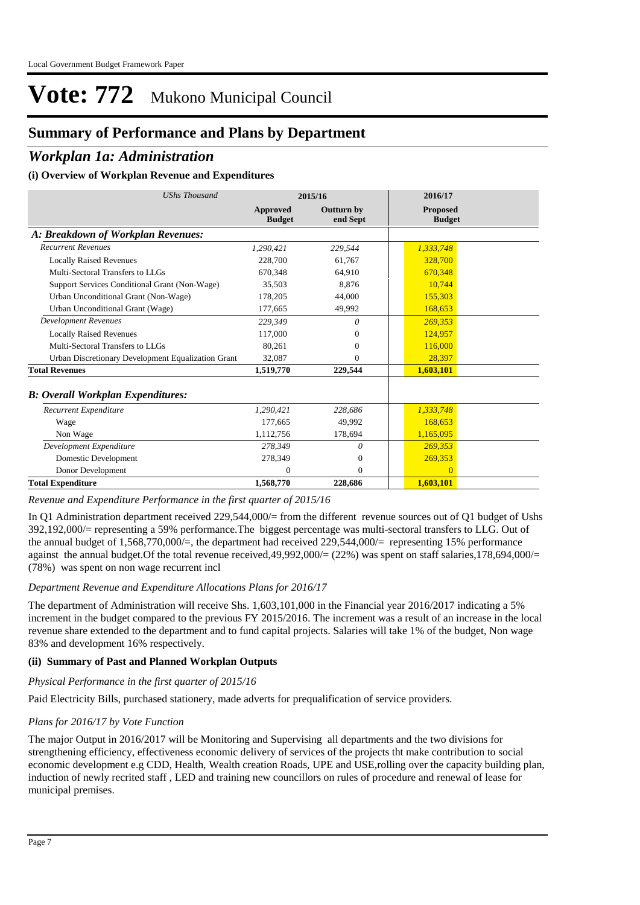# Vote: 772 Mukono Municipal Council

## Summary of Performance and Plans by Department

## *Workplan 1a: Administration*

### (i) Overview of Workplan Revenue and Expenditures

| *UShs Thousand* | 2015/16 | | 2016/17 |
|---|---|---|---|
| | **Approved Budget** | **Outturn by end Sept** | **Proposed Budget** |
| ***A: Breakdown of Workplan Revenues:*** | | | |
| *Recurrent Revenues* | *1,290,421* | *229,544* | *1,333,748* |
| Locally Raised Revenues | 228,700 | 61,767 | 328,700 |
| Multi-Sectoral Transfers to LLGs | 670,348 | 64,910 | 670,348 |
| Support Services Conditional Grant (Non-Wage) | 35,503 | 8,876 | 10,744 |
| Urban Unconditional Grant (Non-Wage) | 178,205 | 44,000 | 155,303 |
| Urban Unconditional Grant (Wage) | 177,665 | 49,992 | 168,653 |
| *Development Revenues* | *229,349* | *0* | *269,353* |
| Locally Raised Revenues | 117,000 | 0 | 124,957 |
| Multi-Sectoral Transfers to LLGs | 80,261 | 0 | 116,000 |
| Urban Discretionary Development Equalization Grant | 32,087 | 0 | 28,397 |
| **Total Revenues** | **1,519,770** | **229,544** | **1,603,101** |
| ***B: Overall Workplan Expenditures:*** | | | |
| *Recurrent Expenditure* | *1,290,421* | *228,686* | *1,333,748* |
| Wage | 177,665 | 49,992 | 168,653 |
| Non Wage | 1,112,756 | 178,694 | 1,165,095 |
| *Development Expenditure* | *278,349* | *0* | *269,353* |
| Domestic Development | 278,349 | 0 | 269,353 |
| Donor Development | 0 | 0 | 0 |
| **Total Expenditure** | **1,568,770** | **228,686** | **1,603,101** |

*Revenue and Expenditure Performance in the first quarter of 2015/16*

In Q1 Administration department received 229,544,000/= from the different revenue sources out of Q1 budget of Ushs 392,192,000/= representing a 59% performance.The biggest percentage was multi-sectoral transfers to LLG. Out of the annual budget of 1,568,770,000/=, the department had received 229,544,000/= representing 15% performance against the annual budget.Of the total revenue received,49,992,000/= (22%) was spent on staff salaries,178,694,000/= (78%) was spent on non wage recurrent incl

*Department Revenue and Expenditure Allocations Plans for 2016/17*

The department of Administration will receive Shs. 1,603,101,000 in the Financial year 2016/2017 indicating a 5% increment in the budget compared to the previous FY 2015/2016. The increment was a result of an increase in the local revenue share extended to the department and to fund capital projects. Salaries will take 1% of the budget, Non wage 83% and development 16% respectively.

### (ii) Summary of Past and Planned Workplan Outputs

*Physical Performance in the first quarter of 2015/16*

Paid Electricity Bills, purchased stationery, made adverts for prequalification of service providers.

*Plans for 2016/17 by Vote Function*

The major Output in 2016/2017 will be Monitoring and Supervising all departments and the two divisions for strengthening efficiency, effectiveness economic delivery of services of the projects tht make contribution to social economic development e.g CDD, Health, Wealth creation Roads, UPE and USE,rolling over the capacity building plan, induction of newly recrited staff , LED and training new councillors on rules of procedure and renewal of lease for municipal premises.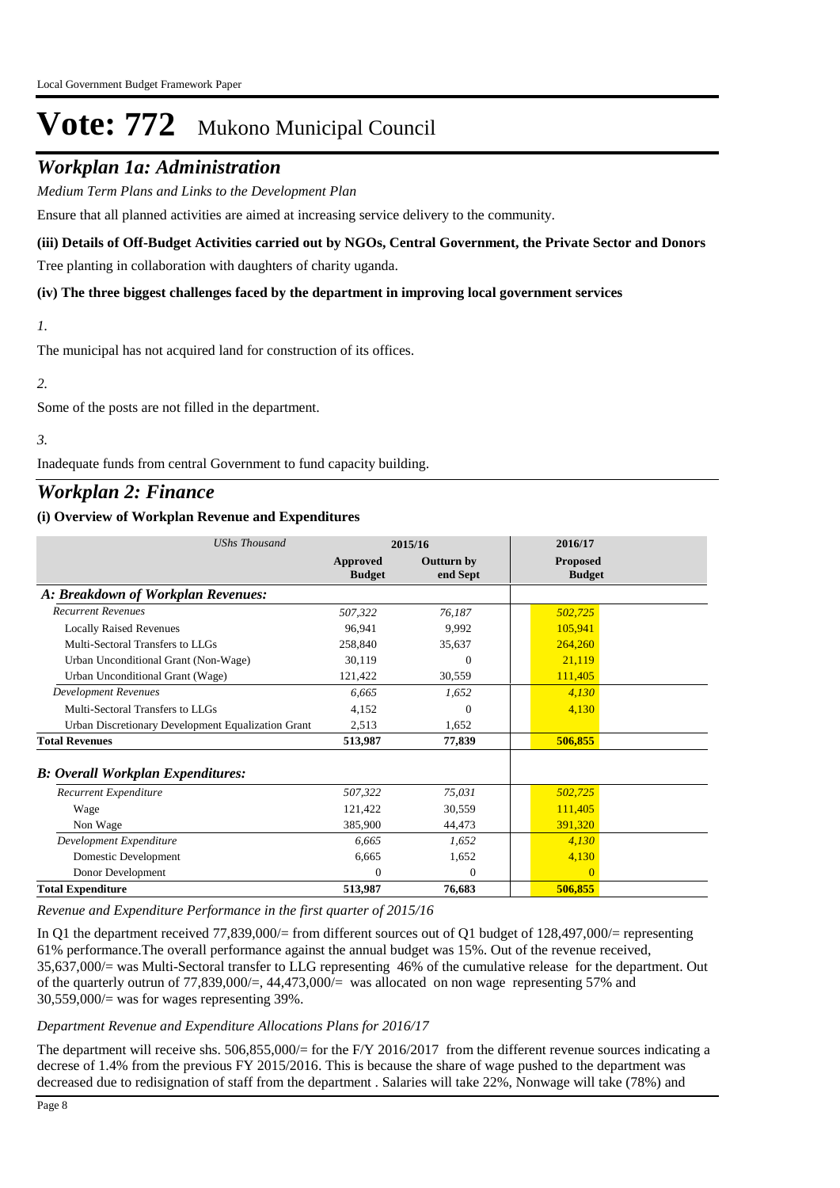# Vote: 772 Mukono Municipal Council

## *Workplan 1a: Administration*

*Medium Term Plans and Links to the Development Plan*

Ensure that all planned activities are aimed at increasing service delivery to the community.

### (iii) Details of Off-Budget Activities carried out by NGOs, Central Government, the Private Sector and Donors

Tree planting in collaboration with daughters of charity uganda.

### (iv) The three biggest challenges faced by the department in improving local government services

*1.*

The municipal has not acquired land for construction of its offices.

*2.*

Some of the posts are not filled in the department.

*3.*

Inadequate funds from central Government to fund capacity building.

## *Workplan 2: Finance*

### (i) Overview of Workplan Revenue and Expenditures

| *UShs Thousand* | 2015/16 | | 2016/17 |
|---|---|---|---|
| | **Approved Budget** | **Outturn by end Sept** | **Proposed Budget** |
| ***A: Breakdown of Workplan Revenues:*** | | | |
| *Recurrent Revenues* | *507,322* | *76,187* | *502,725* |
| Locally Raised Revenues | 96,941 | 9,992 | 105,941 |
| Multi-Sectoral Transfers to LLGs | 258,840 | 35,637 | 264,260 |
| Urban Unconditional Grant (Non-Wage) | 30,119 | 0 | 21,119 |
| Urban Unconditional Grant (Wage) | 121,422 | 30,559 | 111,405 |
| *Development Revenues* | *6,665* | *1,652* | *4,130* |
| Multi-Sectoral Transfers to LLGs | 4,152 | 0 | 4,130 |
| Urban Discretionary Development Equalization Grant | 2,513 | 1,652 | |
| **Total Revenues** | **513,987** | **77,839** | **506,855** |
| ***B: Overall Workplan Expenditures:*** | | | |
| *Recurrent Expenditure* | *507,322* | *75,031* | *502,725* |
| Wage | 121,422 | 30,559 | 111,405 |
| Non Wage | 385,900 | 44,473 | 391,320 |
| *Development Expenditure* | *6,665* | *1,652* | *4,130* |
| Domestic Development | 6,665 | 1,652 | 4,130 |
| Donor Development | 0 | 0 | 0 |
| **Total Expenditure** | **513,987** | **76,683** | **506,855** |

*Revenue and Expenditure Performance in the first quarter of 2015/16*

In Q1 the department received 77,839,000/= from different sources out of Q1 budget of 128,497,000/= representing 61% performance.The overall performance against the annual budget was 15%. Out of the revenue received, 35,637,000/= was Multi-Sectoral transfer to LLG representing 46% of the cumulative release for the department. Out of the quarterly outrun of 77,839,000/=, 44,473,000/= was allocated on non wage representing 57% and 30,559,000/= was for wages representing 39%.

*Department Revenue and Expenditure Allocations Plans for 2016/17*

The department will receive shs. 506,855,000/= for the F/Y 2016/2017 from the different revenue sources indicating a decrese of 1.4% from the previous FY 2015/2016. This is because the share of wage pushed to the department was decreased due to redisignation of staff from the department . Salaries will take 22%, Nonwage will take (78%) and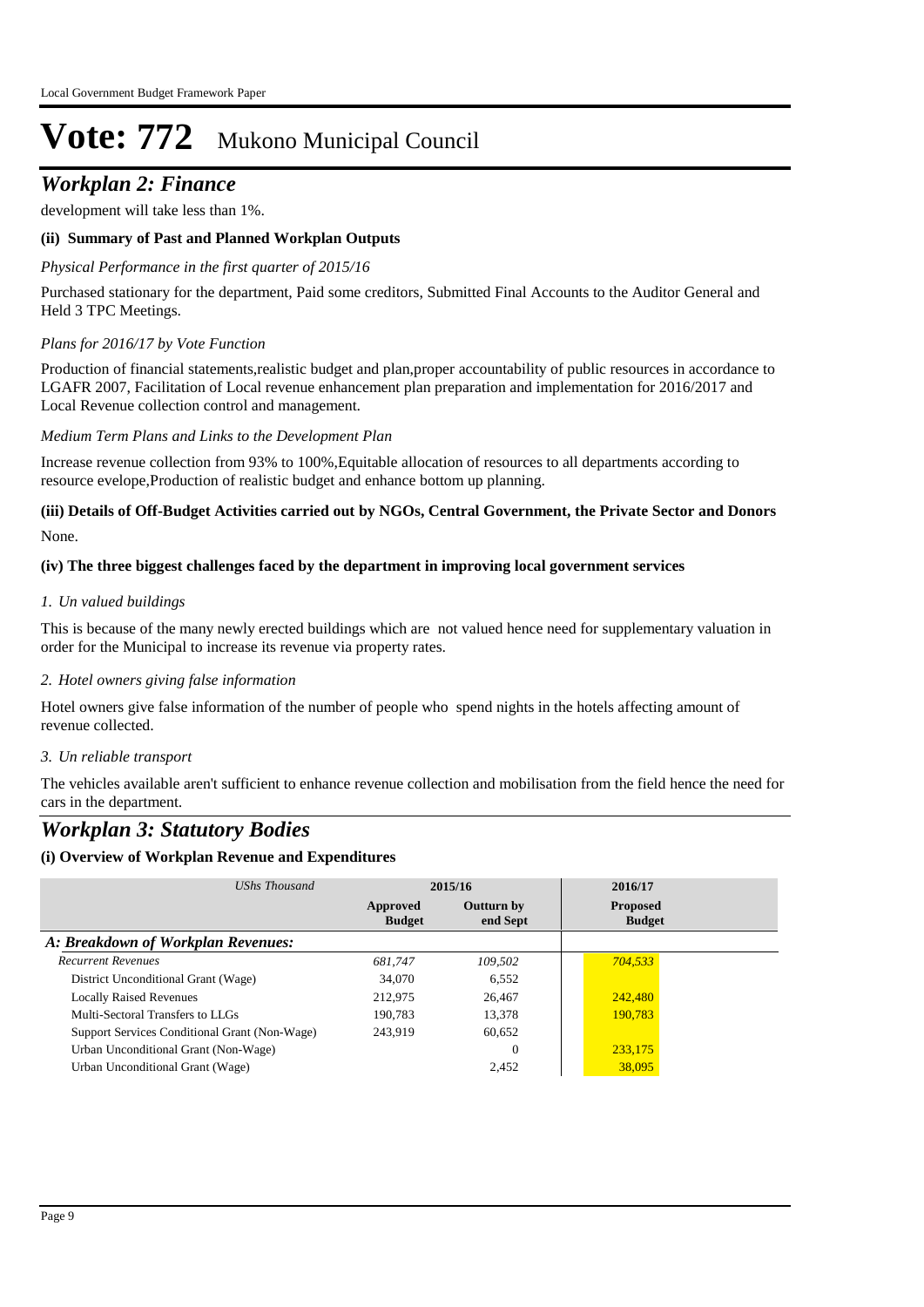# Vote: 772 Mukono Municipal Council

## *Workplan 2: Finance*

development will take less than 1%.

### (ii) Summary of Past and Planned Workplan Outputs

*Physical Performance in the first quarter of 2015/16*

Purchased stationary for the department, Paid some creditors, Submitted Final Accounts to the Auditor General and Held 3 TPC Meetings.

*Plans for 2016/17 by Vote Function*

Production of financial statements,realistic budget and plan,proper accountability of public resources in accordance to LGAFR 2007, Facilitation of Local revenue enhancement plan preparation and implementation for 2016/2017 and Local Revenue collection control and management.

*Medium Term Plans and Links to the Development Plan*

Increase revenue collection from 93% to 100%,Equitable allocation of resources to all departments according to resource evelope,Production of realistic budget and enhance bottom up planning.

### (iii) Details of Off-Budget Activities carried out by NGOs, Central Government, the Private Sector and Donors

None.

### (iv) The three biggest challenges faced by the department in improving local government services

*1. Un valued buildings*

This is because of the many newly erected buildings which are not valued hence need for supplementary valuation in order for the Municipal to increase its revenue via property rates.

*2. Hotel owners giving false information*

Hotel owners give false information of the number of people who spend nights in the hotels affecting amount of revenue collected.

*3. Un reliable transport*

The vehicles available aren't sufficient to enhance revenue collection and mobilisation from the field hence the need for cars in the department.

## *Workplan 3: Statutory Bodies*

### (i) Overview of Workplan Revenue and Expenditures

| *UShs Thousand* | 2015/16 | | 2016/17 |
|---|---|---|---|
| | **Approved Budget** | **Outturn by end Sept** | **Proposed Budget** |
| ***A: Breakdown of Workplan Revenues:*** | | | |
| *Recurrent Revenues* | *681,747* | *109,502* | *704,533* |
| District Unconditional Grant (Wage) | 34,070 | 6,552 | |
| Locally Raised Revenues | 212,975 | 26,467 | 242,480 |
| Multi-Sectoral Transfers to LLGs | 190,783 | 13,378 | 190,783 |
| Support Services Conditional Grant (Non-Wage) | 243,919 | 60,652 | |
| Urban Unconditional Grant (Non-Wage) | | 0 | 233,175 |
| Urban Unconditional Grant (Wage) | | 2,452 | 38,095 |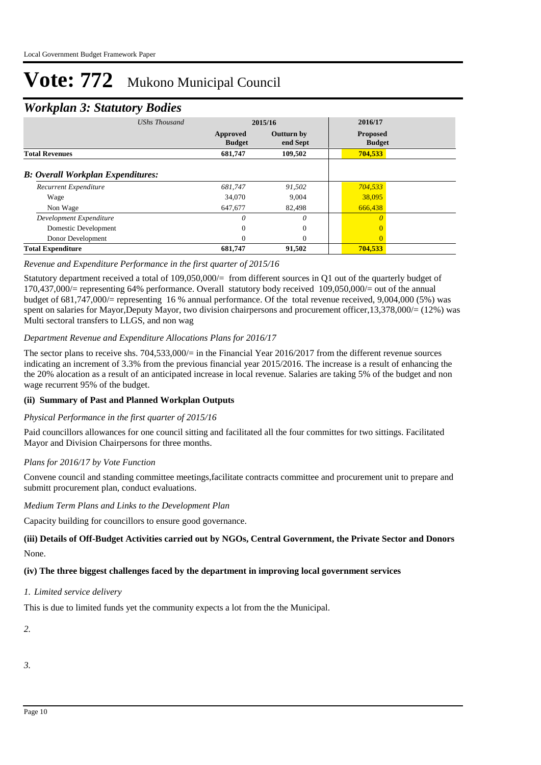# Vote: 772 Mukono Municipal Council

## *Workplan 3: Statutory Bodies*

| *UShs Thousand* | 2015/16 | | 2016/17 |
|---|---|---|---|
| | **Approved Budget** | **Outturn by end Sept** | **Proposed Budget** |
| **Total Revenues** | **681,747** | **109,502** | **704,533** |
| ***B: Overall Workplan Expenditures:*** | | | |
| *Recurrent Expenditure* | *681,747* | *91,502* | *704,533* |
| Wage | 34,070 | 9,004 | 38,095 |
| Non Wage | 647,677 | 82,498 | 666,438 |
| *Development Expenditure* | *0* | *0* | *0* |
| Domestic Development | 0 | 0 | 0 |
| Donor Development | 0 | 0 | 0 |
| **Total Expenditure** | **681,747** | **91,502** | **704,533** |

*Revenue and Expenditure Performance in the first quarter of 2015/16*

Statutory department received a total of 109,050,000/= from different sources in Q1 out of the quarterly budget of 170,437,000/= representing 64% performance. Overall statutory body received 109,050,000/= out of the annual budget of 681,747,000/= representing 16 % annual performance. Of the total revenue received, 9,004,000 (5%) was spent on salaries for Mayor,Deputy Mayor, two division chairpersons and procurement officer,13,378,000/= (12%) was Multi sectoral transfers to LLGS, and non wag

*Department Revenue and Expenditure Allocations Plans for 2016/17*

The sector plans to receive shs. 704,533,000/= in the Financial Year 2016/2017 from the different revenue sources indicating an increment of 3.3% from the previous financial year 2015/2016. The increase is a result of enhancing the the 20% allocation as a result of an anticipated increase in local revenue. Salaries are taking 5% of the budget and non wage recurrent 95% of the budget.

### (ii) Summary of Past and Planned Workplan Outputs

*Physical Performance in the first quarter of 2015/16*

Paid councillors allowances for one council sitting and facilitated all the four committes for two sittings. Facilitated Mayor and Division Chairpersons for three months.

*Plans for 2016/17 by Vote Function*

Convene council and standing committee meetings,facilitate contracts committee and procurement unit to prepare and submitt procurement plan, conduct evaluations.

*Medium Term Plans and Links to the Development Plan*

Capacity building for councillors to ensure good governance.

### (iii) Details of Off-Budget Activities carried out by NGOs, Central Government, the Private Sector and Donors

None.

### (iv) The three biggest challenges faced by the department in improving local government services

*1. Limited service delivery*

This is due to limited funds yet the community expects a lot from the the Municipal.

*2.*

*3.*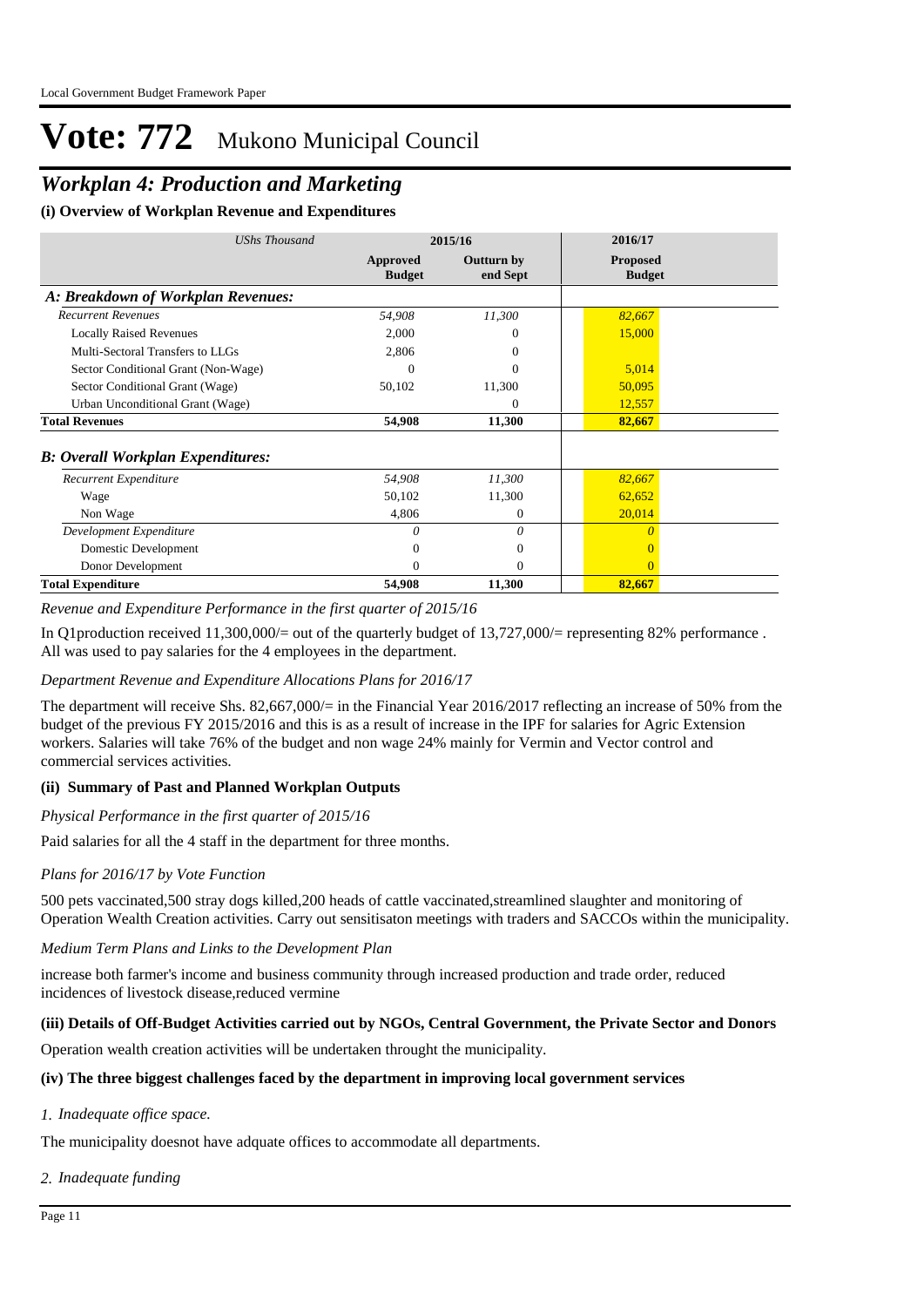# Vote: 772 Mukono Municipal Council

## *Workplan 4: Production and Marketing*

### (i) Overview of Workplan Revenue and Expenditures

| *UShs Thousand* | 2015/16 | | 2016/17 |
|---|---|---|---|
| | **Approved Budget** | **Outturn by end Sept** | **Proposed Budget** |
| ***A: Breakdown of Workplan Revenues:*** | | | |
| *Recurrent Revenues* | *54,908* | *11,300* | *82,667* |
| Locally Raised Revenues | 2,000 | 0 | 15,000 |
| Multi-Sectoral Transfers to LLGs | 2,806 | 0 | |
| Sector Conditional Grant (Non-Wage) | 0 | 0 | 5,014 |
| Sector Conditional Grant (Wage) | 50,102 | 11,300 | 50,095 |
| Urban Unconditional Grant (Wage) | | 0 | 12,557 |
| **Total Revenues** | **54,908** | **11,300** | **82,667** |
| ***B: Overall Workplan Expenditures:*** | | | |
| *Recurrent Expenditure* | *54,908* | *11,300* | *82,667* |
| Wage | 50,102 | 11,300 | 62,652 |
| Non Wage | 4,806 | 0 | 20,014 |
| *Development Expenditure* | *0* | *0* | *0* |
| Domestic Development | 0 | 0 | 0 |
| Donor Development | 0 | 0 | 0 |
| **Total Expenditure** | **54,908** | **11,300** | **82,667** |

*Revenue and Expenditure Performance in the first quarter of 2015/16*

In Q1production received 11,300,000/= out of the quarterly budget of 13,727,000/= representing 82% performance . All was used to pay salaries for the 4 employees in the department.

*Department Revenue and Expenditure Allocations Plans for 2016/17*

The department will receive Shs. 82,667,000/= in the Financial Year 2016/2017 reflecting an increase of 50% from the budget of the previous FY 2015/2016 and this is as a result of increase in the IPF for salaries for Agric Extension workers. Salaries will take 76% of the budget and non wage 24% mainly for Vermin and Vector control and commercial services activities.

### (ii) Summary of Past and Planned Workplan Outputs

*Physical Performance in the first quarter of 2015/16*

Paid salaries for all the 4 staff in the department for three months.

*Plans for 2016/17 by Vote Function*

500 pets vaccinated,500 stray dogs killed,200 heads of cattle vaccinated,streamlined slaughter and monitoring of Operation Wealth Creation activities. Carry out sensitisaton meetings with traders and SACCOs within the municipality.

*Medium Term Plans and Links to the Development Plan*

increase both farmer's income and business community through increased production and trade order, reduced incidences of livestock disease,reduced vermine

### (iii) Details of Off-Budget Activities carried out by NGOs, Central Government, the Private Sector and Donors

Operation wealth creation activities will be undertaken throught the municipality.

### (iv) The three biggest challenges faced by the department in improving local government services

*1. Inadequate office space.*

The municipality doesnot have adquate offices to accommodate all departments.

*2. Inadequate funding*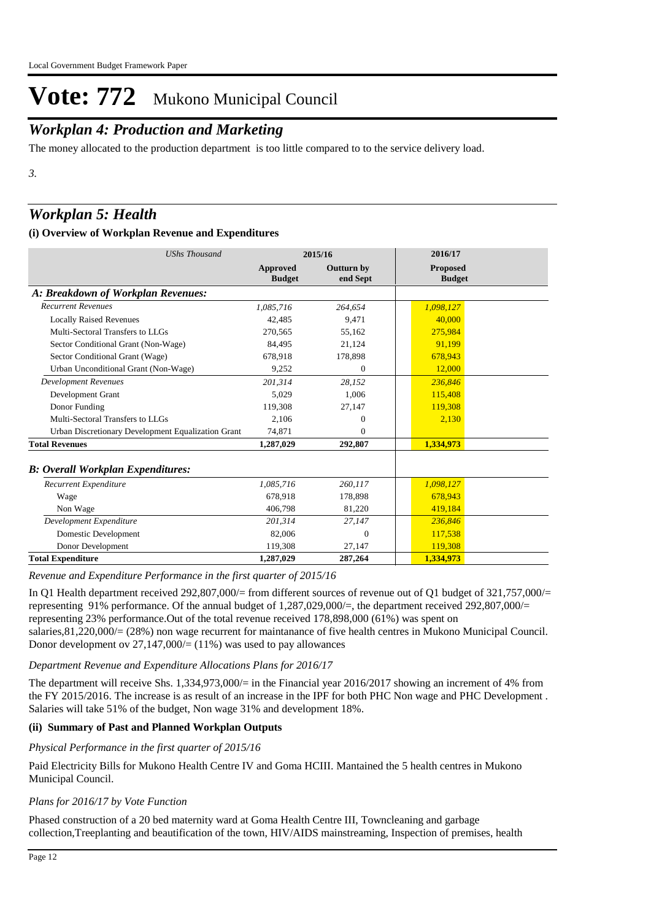# Vote: 772 Mukono Municipal Council

## *Workplan 4: Production and Marketing*

The money allocated to the production department is too little compared to to the service delivery load.

*3.*

## *Workplan 5: Health*

### (i) Overview of Workplan Revenue and Expenditures

| *UShs Thousand* | 2015/16 | | 2016/17 |
|---|---|---|---|
| | **Approved Budget** | **Outturn by end Sept** | **Proposed Budget** |
| ***A: Breakdown of Workplan Revenues:*** | | | |
| *Recurrent Revenues* | *1,085,716* | *264,654* | *1,098,127* |
| Locally Raised Revenues | 42,485 | 9,471 | 40,000 |
| Multi-Sectoral Transfers to LLGs | 270,565 | 55,162 | 275,984 |
| Sector Conditional Grant (Non-Wage) | 84,495 | 21,124 | 91,199 |
| Sector Conditional Grant (Wage) | 678,918 | 178,898 | 678,943 |
| Urban Unconditional Grant (Non-Wage) | 9,252 | 0 | 12,000 |
| *Development Revenues* | *201,314* | *28,152* | *236,846* |
| Development Grant | 5,029 | 1,006 | 115,408 |
| Donor Funding | 119,308 | 27,147 | 119,308 |
| Multi-Sectoral Transfers to LLGs | 2,106 | 0 | 2,130 |
| Urban Discretionary Development Equalization Grant | 74,871 | 0 | |
| **Total Revenues** | **1,287,029** | **292,807** | **1,334,973** |
| ***B: Overall Workplan Expenditures:*** | | | |
| *Recurrent Expenditure* | *1,085,716* | *260,117* | *1,098,127* |
| Wage | 678,918 | 178,898 | 678,943 |
| Non Wage | 406,798 | 81,220 | 419,184 |
| *Development Expenditure* | *201,314* | *27,147* | *236,846* |
| Domestic Development | 82,006 | 0 | 117,538 |
| Donor Development | 119,308 | 27,147 | 119,308 |
| **Total Expenditure** | **1,287,029** | **287,264** | **1,334,973** |

*Revenue and Expenditure Performance in the first quarter of 2015/16*

In Q1 Health department received 292,807,000/= from different sources of revenue out of Q1 budget of 321,757,000/= representing 91% performance. Of the annual budget of 1,287,029,000/=, the department received 292,807,000/= representing 23% performance.Out of the total revenue received 178,898,000 (61%) was spent on salaries,81,220,000/= (28%) non wage recurrent for maintanance of five health centres in Mukono Municipal Council. Donor development ov 27,147,000/= (11%) was used to pay allowances

*Department Revenue and Expenditure Allocations Plans for 2016/17*

The department will receive Shs. 1,334,973,000/= in the Financial year 2016/2017 showing an increment of 4% from the FY 2015/2016. The increase is as result of an increase in the IPF for both PHC Non wage and PHC Development . Salaries will take 51% of the budget, Non wage 31% and development 18%.

### (ii) Summary of Past and Planned Workplan Outputs

*Physical Performance in the first quarter of 2015/16*

Paid Electricity Bills for Mukono Health Centre IV and Goma HCIII. Mantained the 5 health centres in Mukono Municipal Council.

*Plans for 2016/17 by Vote Function*

Phased construction of a 20 bed maternity ward at Goma Health Centre III, Towncleaning and garbage collection,Treeplanting and beautification of the town, HIV/AIDS mainstreaming, Inspection of premises, health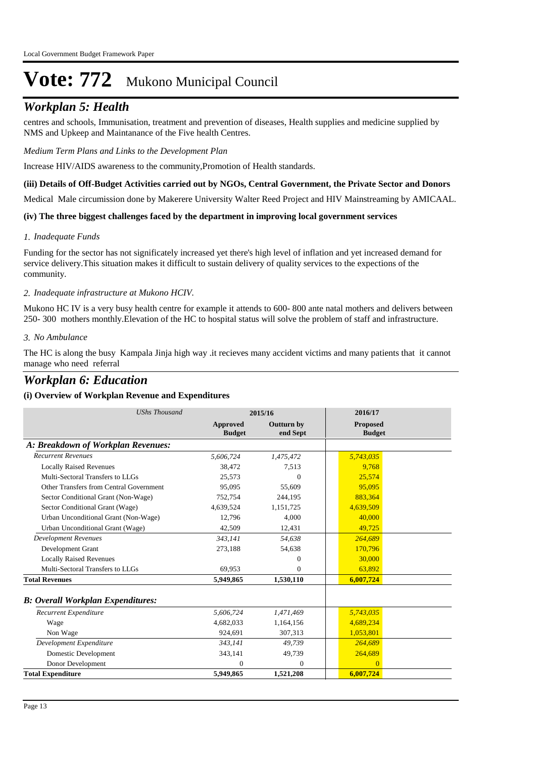# Vote: 772 Mukono Municipal Council

## *Workplan 5: Health*

centres and schools, Immunisation, treatment and prevention of diseases, Health supplies and medicine supplied by NMS and Upkeep and Maintanance of the Five health Centres.

*Medium Term Plans and Links to the Development Plan*

Increase HIV/AIDS awareness to the community,Promotion of Health standards.

**(iii) Details of Off-Budget Activities carried out by NGOs, Central Government, the Private Sector and Donors**

Medical Male circumission done by Makerere University Walter Reed Project and HIV Mainstreaming by AMICAAL.

**(iv) The three biggest challenges faced by the department in improving local government services**

*1. Inadequate Funds*

Funding for the sector has not significately increased yet there's high level of inflation and yet increased demand for service delivery.This situation makes it difficult to sustain delivery of quality services to the expections of the community.

*2. Inadequate infrastructure at Mukono HCIV.*

Mukono HC IV is a very busy health centre for example it attends to 600- 800 ante natal mothers and delivers between 250- 300 mothers monthly.Elevation of the HC to hospital status will solve the problem of staff and infrastructure.

*3. No Ambulance*

The HC is along the busy Kampala Jinja high way .it recieves many accident victims and many patients that it cannot manage who need referral

## *Workplan 6: Education*

**(i) Overview of Workplan Revenue and Expenditures**

| *UShs Thousand* | 2015/16 | | 2016/17 |
|---|---|---|---|
| | **Approved Budget** | **Outturn by end Sept** | **Proposed Budget** |
| ***A: Breakdown of Workplan Revenues:*** | | | |
| *Recurrent Revenues* | *5,606,724* | *1,475,472* | *5,743,035* |
| Locally Raised Revenues | 38,472 | 7,513 | 9,768 |
| Multi-Sectoral Transfers to LLGs | 25,573 | 0 | 25,574 |
| Other Transfers from Central Government | 95,095 | 55,609 | 95,095 |
| Sector Conditional Grant (Non-Wage) | 752,754 | 244,195 | 883,364 |
| Sector Conditional Grant (Wage) | 4,639,524 | 1,151,725 | 4,639,509 |
| Urban Unconditional Grant (Non-Wage) | 12,796 | 4,000 | 40,000 |
| Urban Unconditional Grant (Wage) | 42,509 | 12,431 | 49,725 |
| *Development Revenues* | *343,141* | *54,638* | *264,689* |
| Development Grant | 273,188 | 54,638 | 170,796 |
| Locally Raised Revenues | | 0 | 30,000 |
| Multi-Sectoral Transfers to LLGs | 69,953 | 0 | 63,892 |
| **Total Revenues** | **5,949,865** | **1,530,110** | **6,007,724** |
| ***B: Overall Workplan Expenditures:*** | | | |
| *Recurrent Expenditure* | *5,606,724* | *1,471,469* | *5,743,035* |
| Wage | 4,682,033 | 1,164,156 | 4,689,234 |
| Non Wage | 924,691 | 307,313 | 1,053,801 |
| *Development Expenditure* | *343,141* | *49,739* | *264,689* |
| Domestic Development | 343,141 | 49,739 | 264,689 |
| Donor Development | 0 | 0 | 0 |
| **Total Expenditure** | **5,949,865** | **1,521,208** | **6,007,724** |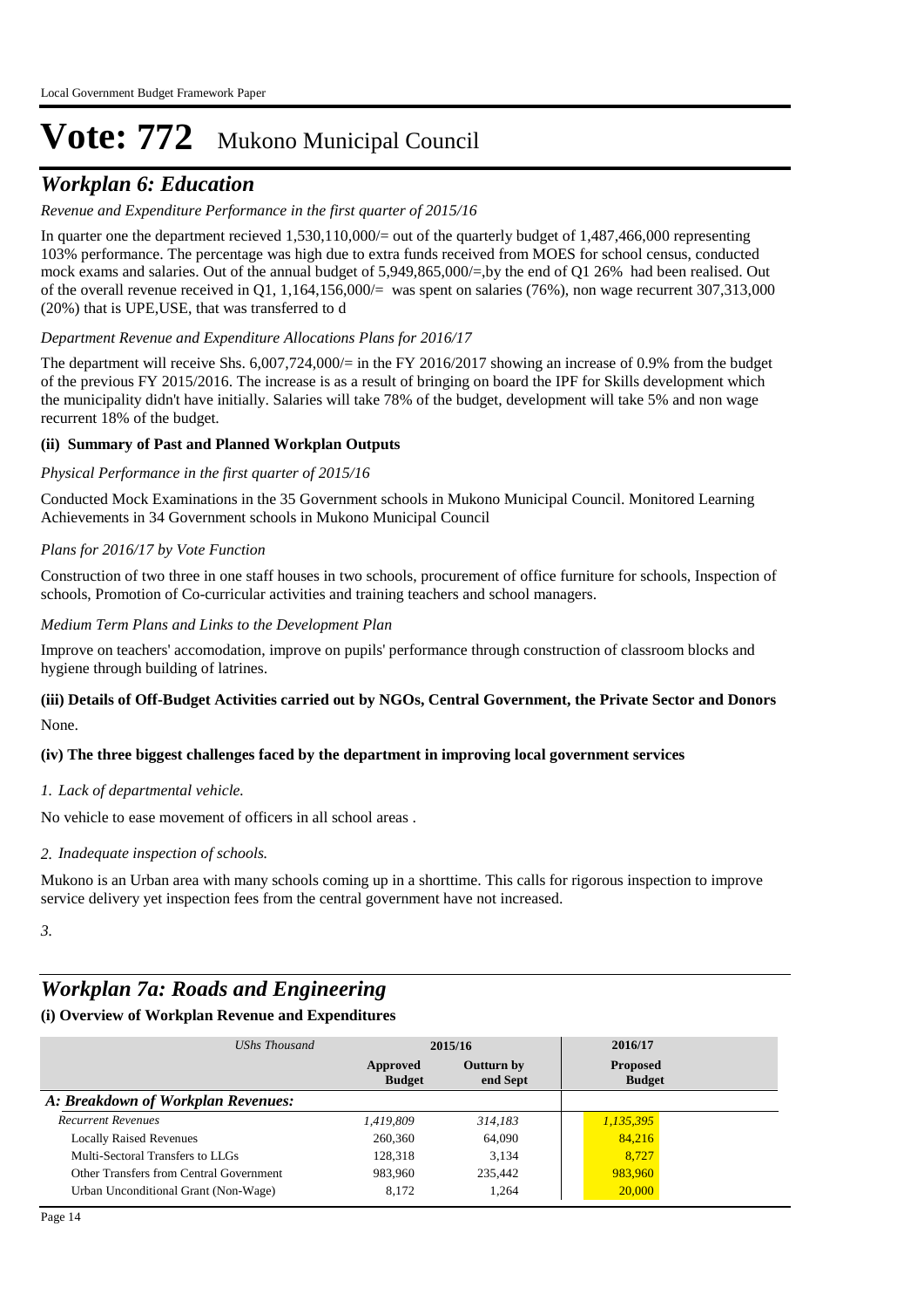# Vote: 772 Mukono Municipal Council

## *Workplan 6: Education*

*Revenue and Expenditure Performance in the first quarter of 2015/16*

In quarter one the department recieved 1,530,110,000/= out of the quarterly budget of 1,487,466,000 representing 103% performance. The percentage was high due to extra funds received from MOES for school census, conducted mock exams and salaries. Out of the annual budget of 5,949,865,000/=,by the end of Q1 26% had been realised. Out of the overall revenue received in Q1, 1,164,156,000/= was spent on salaries (76%), non wage recurrent 307,313,000 (20%) that is UPE,USE, that was transferred to d

*Department Revenue and Expenditure Allocations Plans for 2016/17*

The department will receive Shs. 6,007,724,000/= in the FY 2016/2017 showing an increase of 0.9% from the budget of the previous FY 2015/2016. The increase is as a result of bringing on board the IPF for Skills development which the municipality didn't have initially. Salaries will take 78% of the budget, development will take 5% and non wage recurrent 18% of the budget.

**(ii) Summary of Past and Planned Workplan Outputs**

*Physical Performance in the first quarter of 2015/16*

Conducted Mock Examinations in the 35 Government schools in Mukono Municipal Council. Monitored Learning Achievements in 34 Government schools in Mukono Municipal Council

*Plans for 2016/17 by Vote Function*

Construction of two three in one staff houses in two schools, procurement of office furniture for schools, Inspection of schools, Promotion of Co-curricular activities and training teachers and school managers.

*Medium Term Plans and Links to the Development Plan*

Improve on teachers' accomodation, improve on pupils' performance through construction of classroom blocks and hygiene through building of latrines.

**(iii) Details of Off-Budget Activities carried out by NGOs, Central Government, the Private Sector and Donors**

None.

**(iv) The three biggest challenges faced by the department in improving local government services**

*1. Lack of departmental vehicle.*

No vehicle to ease movement of officers in all school areas .

*2. Inadequate inspection of schools.*

Mukono is an Urban area with many schools coming up in a shorttime. This calls for rigorous inspection to improve service delivery yet inspection fees from the central government have not increased.

*3.*

## *Workplan 7a: Roads and Engineering*

**(i) Overview of Workplan Revenue and Expenditures**

| *UShs Thousand* | 2015/16 | | 2016/17 |
|---|---|---|---|
| | **Approved Budget** | **Outturn by end Sept** | **Proposed Budget** |
| ***A: Breakdown of Workplan Revenues:*** | | | |
| *Recurrent Revenues* | *1,419,809* | *314,183* | *1,135,395* |
| Locally Raised Revenues | 260,360 | 64,090 | 84,216 |
| Multi-Sectoral Transfers to LLGs | 128,318 | 3,134 | 8,727 |
| Other Transfers from Central Government | 983,960 | 235,442 | 983,960 |
| Urban Unconditional Grant (Non-Wage) | 8,172 | 1,264 | 20,000 |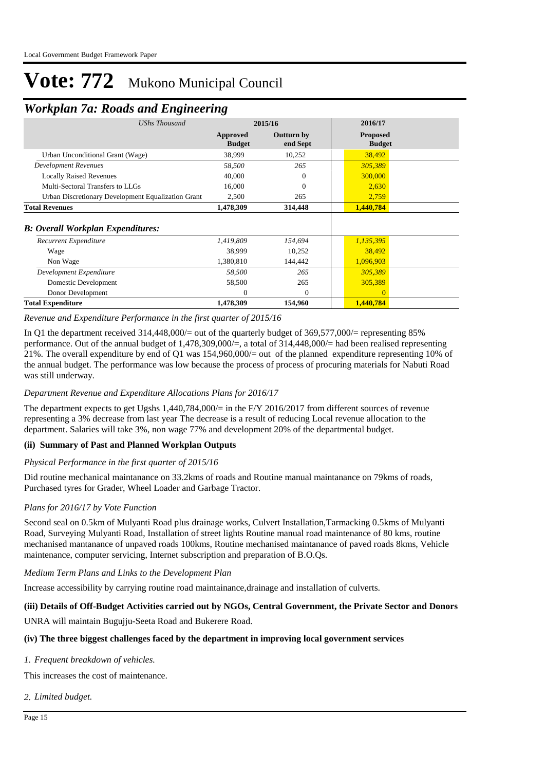# Vote: 772 Mukono Municipal Council

## *Workplan 7a: Roads and Engineering*

| *UShs Thousand* | 2015/16 | | 2016/17 |
|---|---|---|---|
| | **Approved Budget** | **Outturn by end Sept** | **Proposed Budget** |
| Urban Unconditional Grant (Wage) | 38,999 | 10,252 | 38,492 |
| *Development Revenues* | *58,500* | *265* | *305,389* |
| Locally Raised Revenues | 40,000 | 0 | 300,000 |
| Multi-Sectoral Transfers to LLGs | 16,000 | 0 | 2,630 |
| Urban Discretionary Development Equalization Grant | 2,500 | 265 | 2,759 |
| **Total Revenues** | **1,478,309** | **314,448** | **1,440,784** |
| ***B: Overall Workplan Expenditures:*** | | | |
| *Recurrent Expenditure* | *1,419,809* | *154,694* | *1,135,395* |
| Wage | 38,999 | 10,252 | 38,492 |
| Non Wage | 1,380,810 | 144,442 | 1,096,903 |
| *Development Expenditure* | *58,500* | *265* | *305,389* |
| Domestic Development | 58,500 | 265 | 305,389 |
| Donor Development | 0 | 0 | 0 |
| **Total Expenditure** | **1,478,309** | **154,960** | **1,440,784** |

*Revenue and Expenditure Performance in the first quarter of 2015/16*

In Q1 the department received 314,448,000/= out of the quarterly budget of 369,577,000/= representing 85% performance. Out of the annual budget of 1,478,309,000/=, a total of 314,448,000/= had been realised representing 21%. The overall expenditure by end of Q1 was 154,960,000/= out of the planned expenditure representing 10% of the annual budget. The performance was low because the process of process of procuring materials for Nabuti Road was still underway.

*Department Revenue and Expenditure Allocations Plans for 2016/17*

The department expects to get Ugshs 1,440,784,000/= in the F/Y 2016/2017 from different sources of revenue representing a 3% decrease from last year The decrease is a result of reducing Local revenue allocation to the department. Salaries will take 3%, non wage 77% and development 20% of the departmental budget.

### (ii) Summary of Past and Planned Workplan Outputs

*Physical Performance in the first quarter of 2015/16*

Did routine mechanical maintanance on 33.2kms of roads and Routine manual maintanance on 79kms of roads, Purchased tyres for Grader, Wheel Loader and Garbage Tractor.

*Plans for 2016/17 by Vote Function*

Second seal on 0.5km of Mulyanti Road plus drainage works, Culvert Installation,Tarmacking 0.5kms of Mulyanti Road, Surveying Mulyanti Road, Installation of street lights Routine manual road maintenance of 80 kms, routine mechanised mantanance of unpaved roads 100kms, Routine mechanised maintanance of paved roads 8kms, Vehicle maintenance, computer servicing, Internet subscription and preparation of B.O.Qs.

*Medium Term Plans and Links to the Development Plan*

Increase accessibility by carrying routine road maintainance,drainage and installation of culverts.

### (iii) Details of Off-Budget Activities carried out by NGOs, Central Government, the Private Sector and Donors

UNRA will maintain Bugujju-Seeta Road and Bukerere Road.

### (iv) The three biggest challenges faced by the department in improving local government services

*1. Frequent breakdown of vehicles.*

This increases the cost of maintenance.

*2. Limited budget.*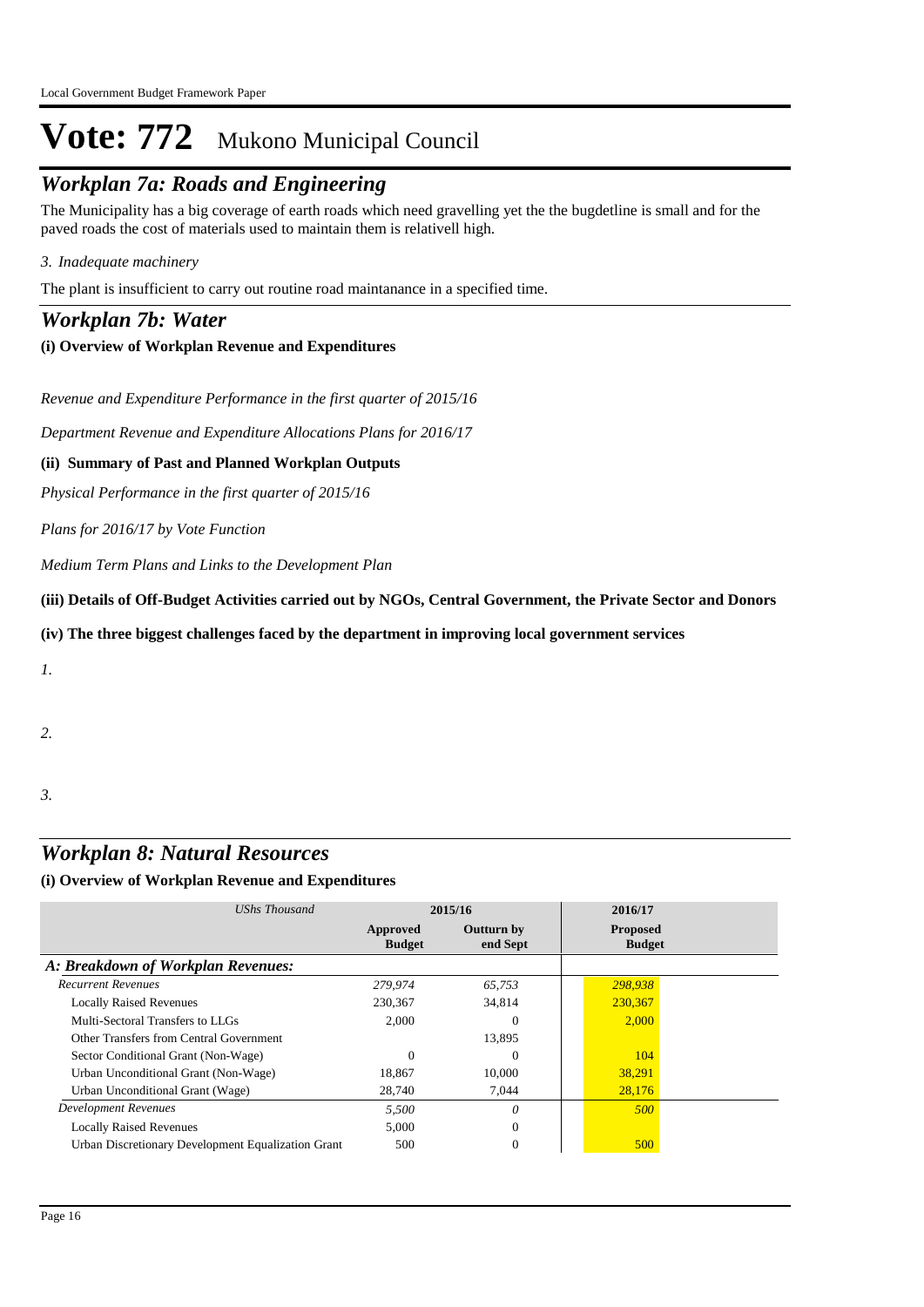# Vote: 772 Mukono Municipal Council

## Workplan 7a: Roads and Engineering

The Municipality has a big coverage of earth roads which need gravelling yet the the bugdetline is small and for the paved roads the cost of materials used to maintain them is relativell high.

*3. Inadequate machinery*

The plant is insufficient to carry out routine road maintanance in a specified time.

## Workplan 7b: Water

**(i) Overview of Workplan Revenue and Expenditures**

*Revenue and Expenditure Performance in the first quarter of 2015/16*

*Department Revenue and Expenditure Allocations Plans for 2016/17*

**(ii) Summary of Past and Planned Workplan Outputs**

*Physical Performance in the first quarter of 2015/16*

*Plans for 2016/17 by Vote Function*

*Medium Term Plans and Links to the Development Plan*

**(iii) Details of Off-Budget Activities carried out by NGOs, Central Government, the Private Sector and Donors**

**(iv) The three biggest challenges faced by the department in improving local government services**

*1.*

*2.*

*3.*

## Workplan 8: Natural Resources

**(i) Overview of Workplan Revenue and Expenditures**

| *UShs Thousand* | 2015/16 Approved Budget | 2015/16 Outturn by end Sept | 2016/17 Proposed Budget |
|---|---|---|---|
| ***A: Breakdown of Workplan Revenues:*** | | | |
| *Recurrent Revenues* | *279,974* | *65,753* | *298,938* |
| Locally Raised Revenues | 230,367 | 34,814 | 230,367 |
| Multi-Sectoral Transfers to LLGs | 2,000 | 0 | 2,000 |
| Other Transfers from Central Government | | 13,895 | |
| Sector Conditional Grant (Non-Wage) | 0 | 0 | 104 |
| Urban Unconditional Grant (Non-Wage) | 18,867 | 10,000 | 38,291 |
| Urban Unconditional Grant (Wage) | 28,740 | 7,044 | 28,176 |
| *Development Revenues* | *5,500* | *0* | *500* |
| Locally Raised Revenues | 5,000 | 0 | |
| Urban Discretionary Development Equalization Grant | 500 | 0 | 500 |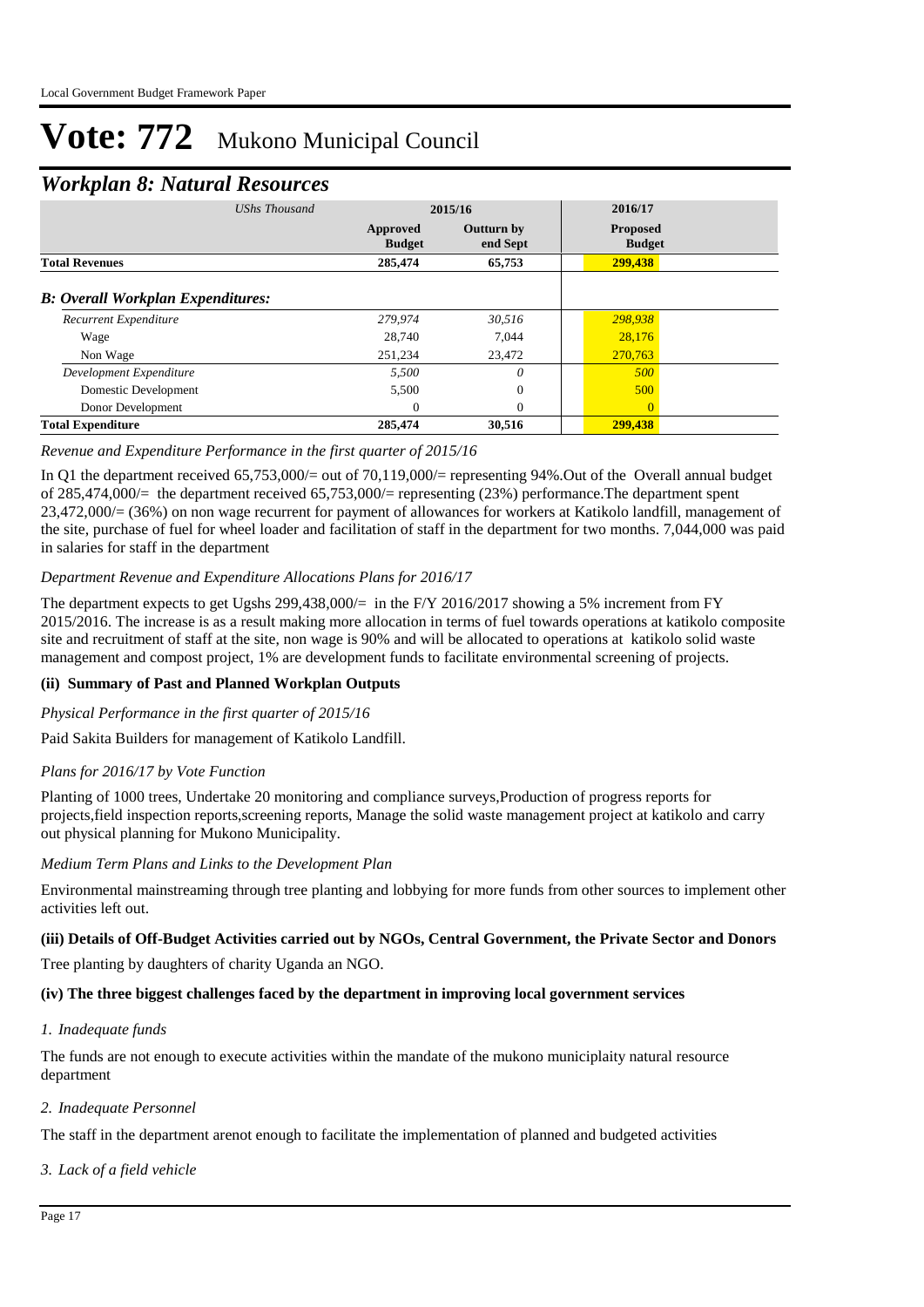# Vote: 772 Mukono Municipal Council

## *Workplan 8: Natural Resources*

| *UShs Thousand* | 2015/16 | | 2016/17 |
|---|---|---|---|
| | **Approved Budget** | **Outturn by end Sept** | **Proposed Budget** |
| **Total Revenues** | **285,474** | **65,753** | **299,438** |
| ***B: Overall Workplan Expenditures:*** | | | |
| *Recurrent Expenditure* | *279,974* | *30,516* | *298,938* |
| Wage | 28,740 | 7,044 | 28,176 |
| Non Wage | 251,234 | 23,472 | 270,763 |
| *Development Expenditure* | *5,500* | *0* | *500* |
| Domestic Development | 5,500 | 0 | 500 |
| Donor Development | 0 | 0 | 0 |
| **Total Expenditure** | **285,474** | **30,516** | **299,438** |

*Revenue and Expenditure Performance in the first quarter of 2015/16*

In Q1 the department received 65,753,000/= out of 70,119,000/= representing 94%.Out of the Overall annual budget of 285,474,000/= the department received 65,753,000/= representing (23%) performance.The department spent 23,472,000/= (36%) on non wage recurrent for payment of allowances for workers at Katikolo landfill, management of the site, purchase of fuel for wheel loader and facilitation of staff in the department for two months. 7,044,000 was paid in salaries for staff in the department

*Department Revenue and Expenditure Allocations Plans for 2016/17*

The department expects to get Ugshs 299,438,000/= in the F/Y 2016/2017 showing a 5% increment from FY 2015/2016. The increase is as a result making more allocation in terms of fuel towards operations at katikolo composite site and recruitment of staff at the site, non wage is 90% and will be allocated to operations at katikolo solid waste management and compost project, 1% are development funds to facilitate environmental screening of projects.

### (ii) Summary of Past and Planned Workplan Outputs

*Physical Performance in the first quarter of 2015/16*

Paid Sakita Builders for management of Katikolo Landfill.

*Plans for 2016/17 by Vote Function*

Planting of 1000 trees, Undertake 20 monitoring and compliance surveys,Production of progress reports for projects,field inspection reports,screening reports, Manage the solid waste management project at katikolo and carry out physical planning for Mukono Municipality.

*Medium Term Plans and Links to the Development Plan*

Environmental mainstreaming through tree planting and lobbying for more funds from other sources to implement other activities left out.

### (iii) Details of Off-Budget Activities carried out by NGOs, Central Government, the Private Sector and Donors

Tree planting by daughters of charity Uganda an NGO.

### (iv) The three biggest challenges faced by the department in improving local government services

*1. Inadequate funds*

The funds are not enough to execute activities within the mandate of the mukono municiplaity natural resource department

*2. Inadequate Personnel*

The staff in the department arenot enough to facilitate the implementation of planned and budgeted activities

*3. Lack of a field vehicle*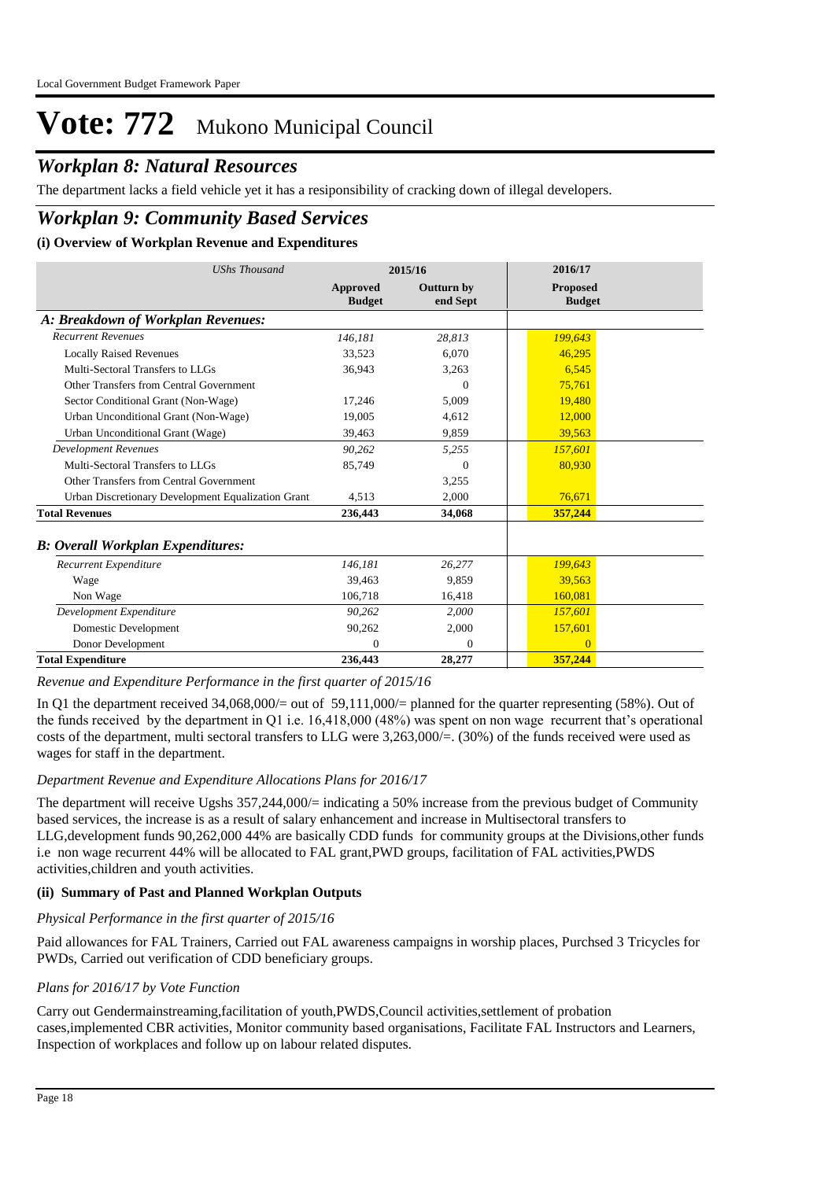# Vote: 772 Mukono Municipal Council

## *Workplan 8: Natural Resources*

The department lacks a field vehicle yet it has a resiponsibility of cracking down of illegal developers.

## *Workplan 9: Community Based Services*

### (i) Overview of Workplan Revenue and Expenditures

| *UShs Thousand* | 2015/16 | | 2016/17 |
|---|---|---|---|
| | **Approved Budget** | **Outturn by end Sept** | **Proposed Budget** |
| ***A: Breakdown of Workplan Revenues:*** | | | |
| *Recurrent Revenues* | *146,181* | *28,813* | *199,643* |
| Locally Raised Revenues | 33,523 | 6,070 | 46,295 |
| Multi-Sectoral Transfers to LLGs | 36,943 | 3,263 | 6,545 |
| Other Transfers from Central Government | | 0 | 75,761 |
| Sector Conditional Grant (Non-Wage) | 17,246 | 5,009 | 19,480 |
| Urban Unconditional Grant (Non-Wage) | 19,005 | 4,612 | 12,000 |
| Urban Unconditional Grant (Wage) | 39,463 | 9,859 | 39,563 |
| *Development Revenues* | *90,262* | *5,255* | *157,601* |
| Multi-Sectoral Transfers to LLGs | 85,749 | 0 | 80,930 |
| Other Transfers from Central Government | | 3,255 | |
| Urban Discretionary Development Equalization Grant | 4,513 | 2,000 | 76,671 |
| **Total Revenues** | **236,443** | **34,068** | **357,244** |
| ***B: Overall Workplan Expenditures:*** | | | |
| *Recurrent Expenditure* | *146,181* | *26,277* | *199,643* |
| Wage | 39,463 | 9,859 | 39,563 |
| Non Wage | 106,718 | 16,418 | 160,081 |
| *Development Expenditure* | *90,262* | *2,000* | *157,601* |
| Domestic Development | 90,262 | 2,000 | 157,601 |
| Donor Development | 0 | 0 | 0 |
| **Total Expenditure** | **236,443** | **28,277** | **357,244** |

*Revenue and Expenditure Performance in the first quarter of 2015/16*

In Q1 the department received 34,068,000/= out of 59,111,000/= planned for the quarter representing (58%). Out of the funds received by the department in Q1 i.e. 16,418,000 (48%) was spent on non wage recurrent that's operational costs of the department, multi sectoral transfers to LLG were 3,263,000/=. (30%) of the funds received were used as wages for staff in the department.

*Department Revenue and Expenditure Allocations Plans for 2016/17*

The department will receive Ugshs 357,244,000/= indicating a 50% increase from the previous budget of Community based services, the increase is as a result of salary enhancement and increase in Multisectoral transfers to LLG,development funds 90,262,000 44% are basically CDD funds for community groups at the Divisions,other funds i.e non wage recurrent 44% will be allocated to FAL grant,PWD groups, facilitation of FAL activities,PWDS activities,children and youth activities.

### (ii) Summary of Past and Planned Workplan Outputs

*Physical Performance in the first quarter of 2015/16*

Paid allowances for FAL Trainers, Carried out FAL awareness campaigns in worship places, Purchsed 3 Tricycles for PWDs, Carried out verification of CDD beneficiary groups.

*Plans for 2016/17 by Vote Function*

Carry out Gendermainstreaming,facilitation of youth,PWDS,Council activities,settlement of probation cases,implemented CBR activities, Monitor community based organisations, Facilitate FAL Instructors and Learners, Inspection of workplaces and follow up on labour related disputes.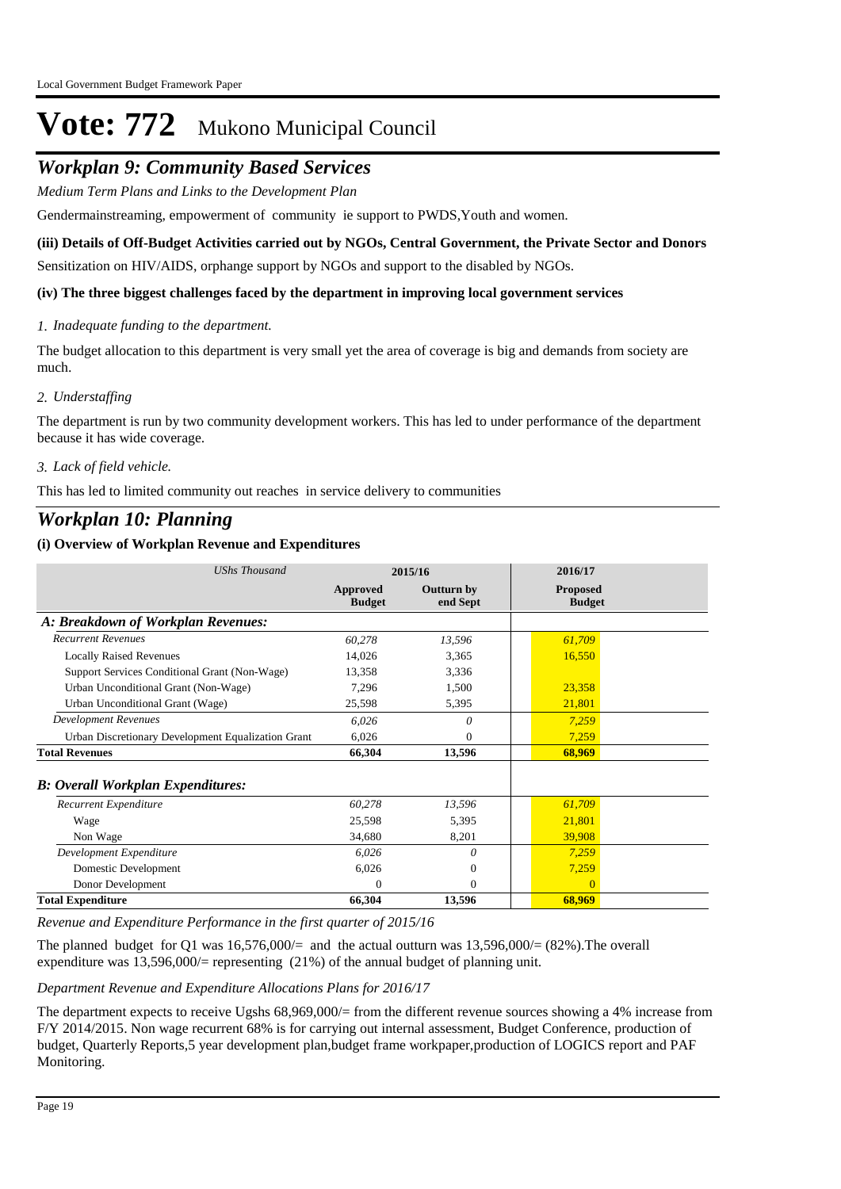# Vote: 772 Mukono Municipal Council

## *Workplan 9: Community Based Services*

*Medium Term Plans and Links to the Development Plan*

Gendermainstreaming, empowerment of community ie support to PWDS,Youth and women.

**(iii) Details of Off-Budget Activities carried out by NGOs, Central Government, the Private Sector and Donors**

Sensitization on HIV/AIDS, orphange support by NGOs and support to the disabled by NGOs.

**(iv) The three biggest challenges faced by the department in improving local government services**

*1. Inadequate funding to the department.*

The budget allocation to this department is very small yet the area of coverage is big and demands from society are much.

*2. Understaffing*

The department is run by two community development workers. This has led to under performance of the department because it has wide coverage.

*3. Lack of field vehicle.*

This has led to limited community out reaches in service delivery to communities

## *Workplan 10: Planning*

**(i) Overview of Workplan Revenue and Expenditures**

| *UShs Thousand* | 2015/16 | | 2016/17 |
|---|---|---|---|
| | **Approved Budget** | **Outturn by end Sept** | **Proposed Budget** |
| ***A: Breakdown of Workplan Revenues:*** | | | |
| *Recurrent Revenues* | *60,278* | *13,596* | *61,709* |
| Locally Raised Revenues | 14,026 | 3,365 | 16,550 |
| Support Services Conditional Grant (Non-Wage) | 13,358 | 3,336 | |
| Urban Unconditional Grant (Non-Wage) | 7,296 | 1,500 | 23,358 |
| Urban Unconditional Grant (Wage) | 25,598 | 5,395 | 21,801 |
| *Development Revenues* | *6,026* | *0* | *7,259* |
| Urban Discretionary Development Equalization Grant | 6,026 | 0 | 7,259 |
| **Total Revenues** | **66,304** | **13,596** | **68,969** |
| ***B: Overall Workplan Expenditures:*** | | | |
| *Recurrent Expenditure* | *60,278* | *13,596* | *61,709* |
| Wage | 25,598 | 5,395 | 21,801 |
| Non Wage | 34,680 | 8,201 | 39,908 |
| *Development Expenditure* | *6,026* | *0* | *7,259* |
| Domestic Development | 6,026 | 0 | 7,259 |
| Donor Development | 0 | 0 | 0 |
| **Total Expenditure** | **66,304** | **13,596** | **68,969** |

*Revenue and Expenditure Performance in the first quarter of 2015/16*

The planned budget for Q1 was 16,576,000/= and the actual outturn was 13,596,000/= (82%).The overall expenditure was 13,596,000/= representing (21%) of the annual budget of planning unit.

*Department Revenue and Expenditure Allocations Plans for 2016/17*

The department expects to receive Ugshs 68,969,000/= from the different revenue sources showing a 4% increase from F/Y 2014/2015. Non wage recurrent 68% is for carrying out internal assessment, Budget Conference, production of budget, Quarterly Reports,5 year development plan,budget frame workpaper,production of LOGICS report and PAF Monitoring.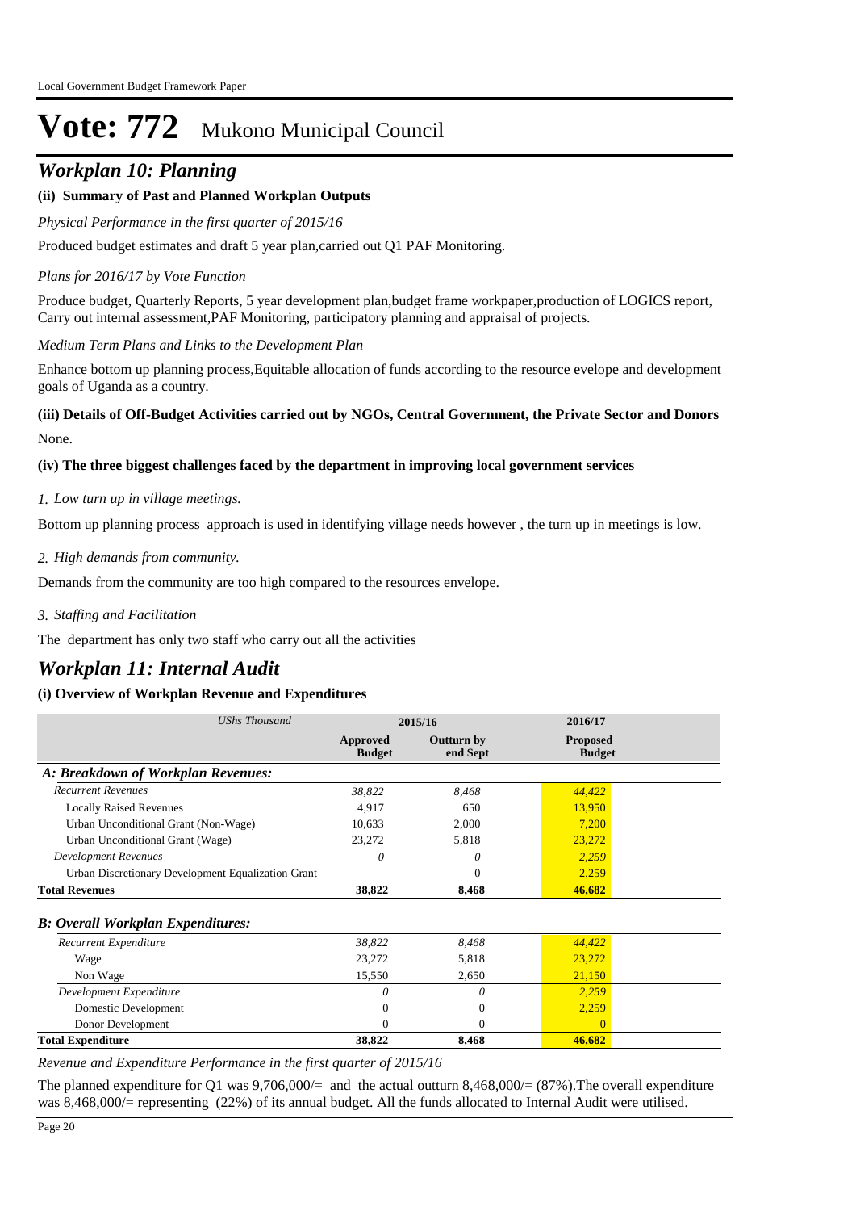# Vote: 772 Mukono Municipal Council

## Workplan 10: Planning

### (ii) Summary of Past and Planned Workplan Outputs

*Physical Performance in the first quarter of 2015/16*

Produced budget estimates and draft 5 year plan,carried out Q1 PAF Monitoring.

*Plans for 2016/17 by Vote Function*

Produce budget, Quarterly Reports, 5 year development plan,budget frame workpaper,production of LOGICS report, Carry out internal assessment,PAF Monitoring, participatory planning and appraisal of projects.

*Medium Term Plans and Links to the Development Plan*

Enhance bottom up planning process,Equitable allocation of funds according to the resource evelope and development goals of Uganda as a country.

### (iii) Details of Off-Budget Activities carried out by NGOs, Central Government, the Private Sector and Donors

None.

### (iv) The three biggest challenges faced by the department in improving local government services

*1. Low turn up in village meetings.*

Bottom up planning process approach is used in identifying village needs however , the turn up in meetings is low.

*2. High demands from community.*

Demands from the community are too high compared to the resources envelope.

*3. Staffing and Facilitation*

The department has only two staff who carry out all the activities

## Workplan 11: Internal Audit

### (i) Overview of Workplan Revenue and Expenditures

| *UShs Thousand* | 2015/16 | | 2016/17 |
|---|---|---|---|
| | **Approved Budget** | **Outturn by end Sept** | **Proposed Budget** |
| ***A: Breakdown of Workplan Revenues:*** | | | |
| *Recurrent Revenues* | *38,822* | *8,468* | *44,422* |
| Locally Raised Revenues | 4,917 | 650 | 13,950 |
| Urban Unconditional Grant (Non-Wage) | 10,633 | 2,000 | 7,200 |
| Urban Unconditional Grant (Wage) | 23,272 | 5,818 | 23,272 |
| *Development Revenues* | *0* | *0* | *2,259* |
| Urban Discretionary Development Equalization Grant | | 0 | 2,259 |
| **Total Revenues** | **38,822** | **8,468** | **46,682** |
| ***B: Overall Workplan Expenditures:*** | | | |
| *Recurrent Expenditure* | *38,822* | *8,468* | *44,422* |
| Wage | 23,272 | 5,818 | 23,272 |
| Non Wage | 15,550 | 2,650 | 21,150 |
| *Development Expenditure* | *0* | *0* | *2,259* |
| Domestic Development | 0 | 0 | 2,259 |
| Donor Development | 0 | 0 | 0 |
| **Total Expenditure** | **38,822** | **8,468** | **46,682** |

*Revenue and Expenditure Performance in the first quarter of 2015/16*

The planned expenditure for Q1 was 9,706,000/= and the actual outturn 8,468,000/= (87%).The overall expenditure was 8,468,000/= representing (22%) of its annual budget. All the funds allocated to Internal Audit were utilised.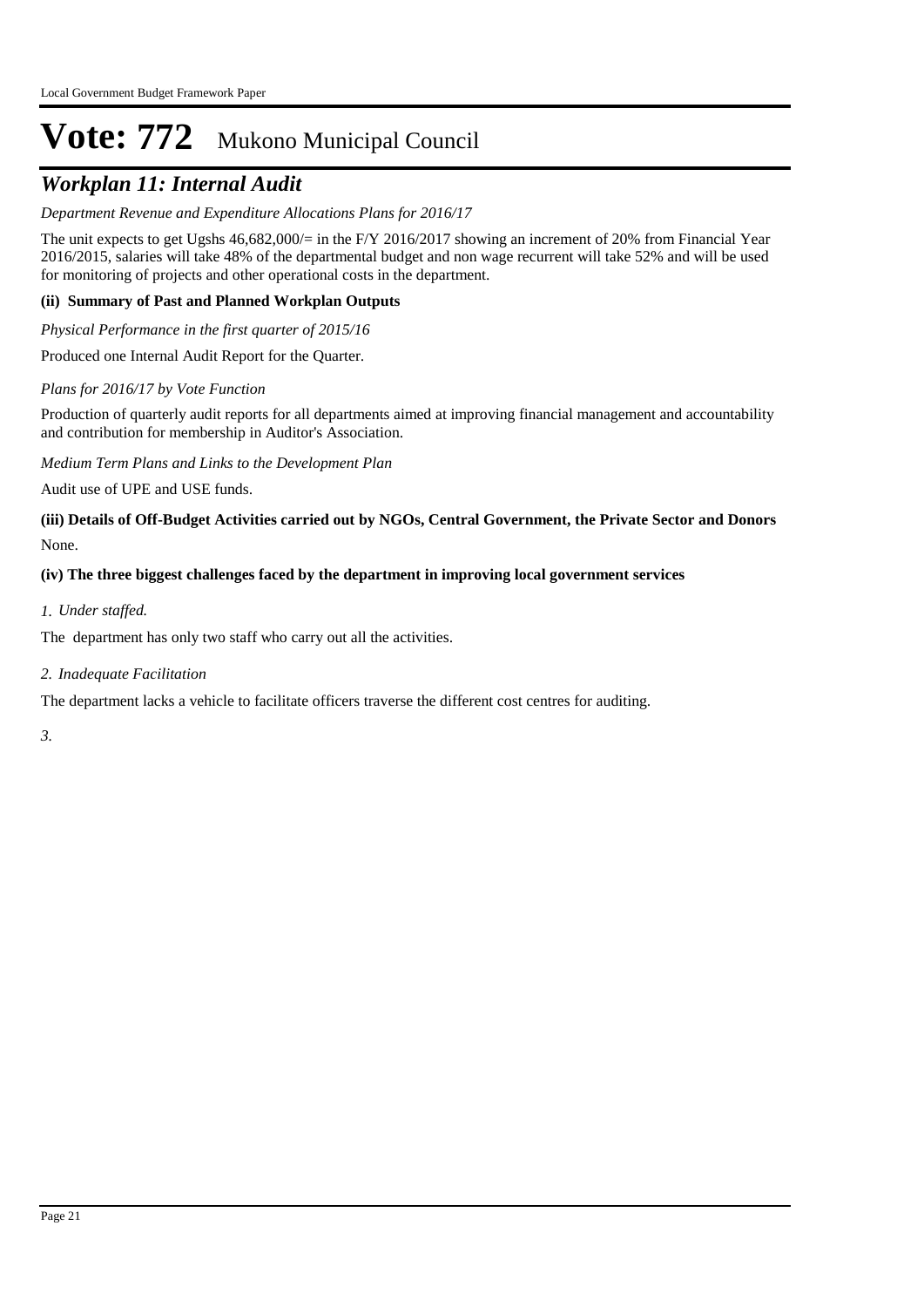# Vote: 772 Mukono Municipal Council

## *Workplan 11: Internal Audit*

*Department Revenue and Expenditure Allocations Plans for 2016/17*

The unit expects to get Ugshs 46,682,000/= in the F/Y 2016/2017 showing an increment of 20% from Financial Year 2016/2015, salaries will take 48% of the departmental budget and non wage recurrent will take 52% and will be used for monitoring of projects and other operational costs in the department.

**(ii) Summary of Past and Planned Workplan Outputs**

*Physical Performance in the first quarter of 2015/16*

Produced one Internal Audit Report for the Quarter.

*Plans for 2016/17 by Vote Function*

Production of quarterly audit reports for all departments aimed at improving financial management and accountability and contribution for membership in Auditor's Association.

*Medium Term Plans and Links to the Development Plan*

Audit use of UPE and USE funds.

**(iii) Details of Off-Budget Activities carried out by NGOs, Central Government, the Private Sector and Donors**

None.

**(iv) The three biggest challenges faced by the department in improving local government services**

*1. Under staffed.*

The department has only two staff who carry out all the activities.

*2. Inadequate Facilitation*

The department lacks a vehicle to facilitate officers traverse the different cost centres for auditing.

*3.*